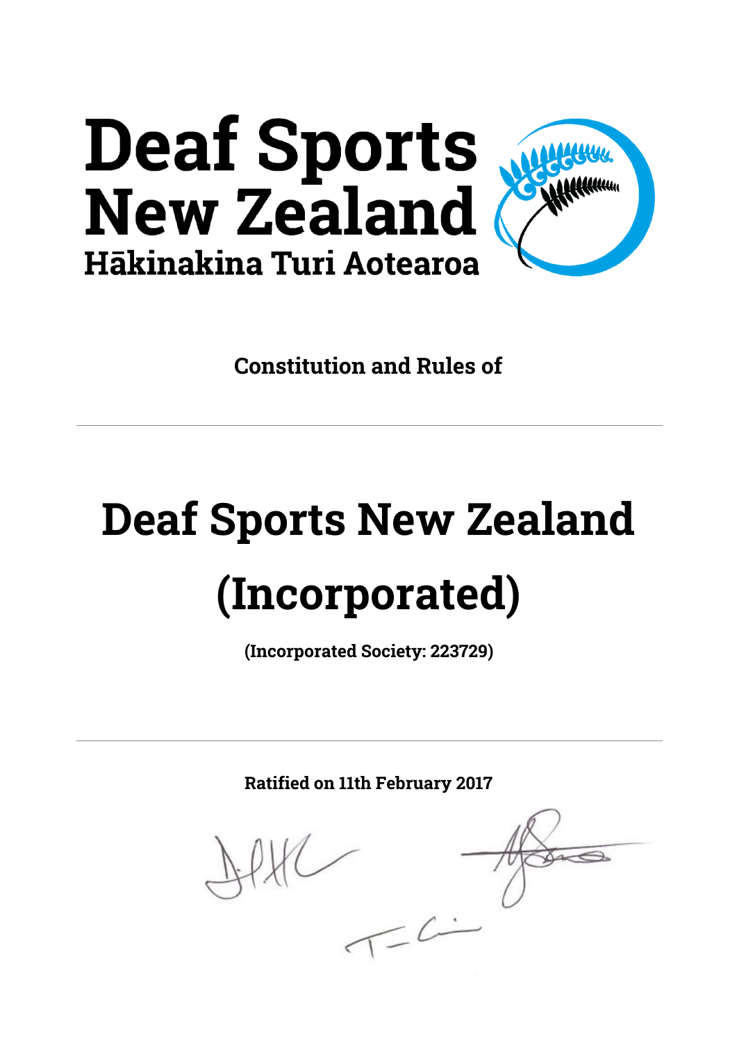# Deaf Sports New Zealand

**Hākinakina Turi Aotearoa**

**Constitution and Rules of**

---

# Deaf Sports New Zealand (Incorporated)

**(Incorporated Society: 223729)**

---

**Ratified on 11th February 2017**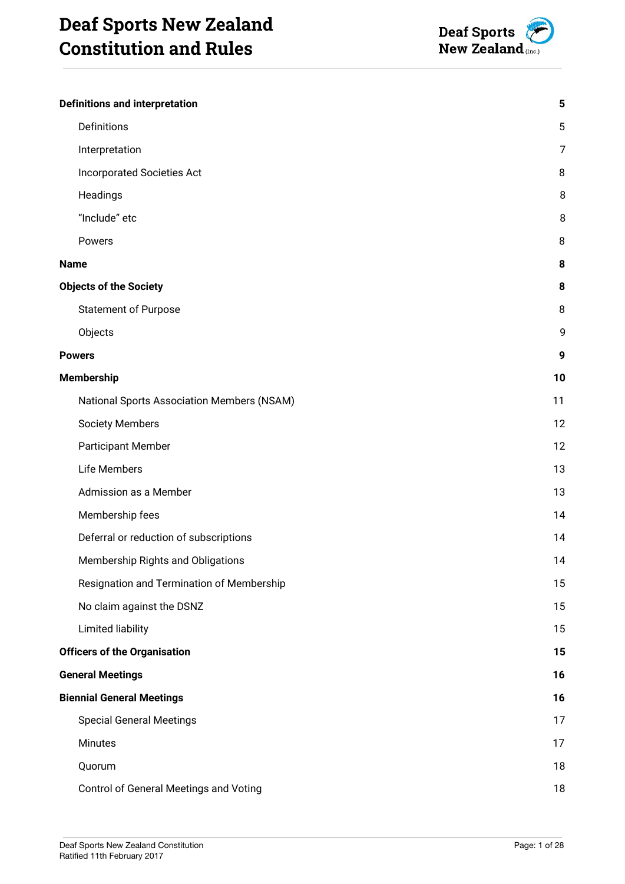# Deaf Sports New Zealand Constitution and Rules

| | |
|---|---|
| **Definitions and interpretation** | **5** |
| Definitions | 5 |
| Interpretation | 7 |
| Incorporated Societies Act | 8 |
| Headings | 8 |
| "Include" etc | 8 |
| Powers | 8 |
| **Name** | **8** |
| **Objects of the Society** | **8** |
| Statement of Purpose | 8 |
| Objects | 9 |
| **Powers** | **9** |
| **Membership** | **10** |
| National Sports Association Members (NSAM) | 11 |
| Society Members | 12 |
| Participant Member | 12 |
| Life Members | 13 |
| Admission as a Member | 13 |
| Membership fees | 14 |
| Deferral or reduction of subscriptions | 14 |
| Membership Rights and Obligations | 14 |
| Resignation and Termination of Membership | 15 |
| No claim against the DSNZ | 15 |
| Limited liability | 15 |
| **Officers of the Organisation** | **15** |
| **General Meetings** | **16** |
| **Biennial General Meetings** | **16** |
| Special General Meetings | 17 |
| Minutes | 17 |
| Quorum | 18 |
| Control of General Meetings and Voting | 18 |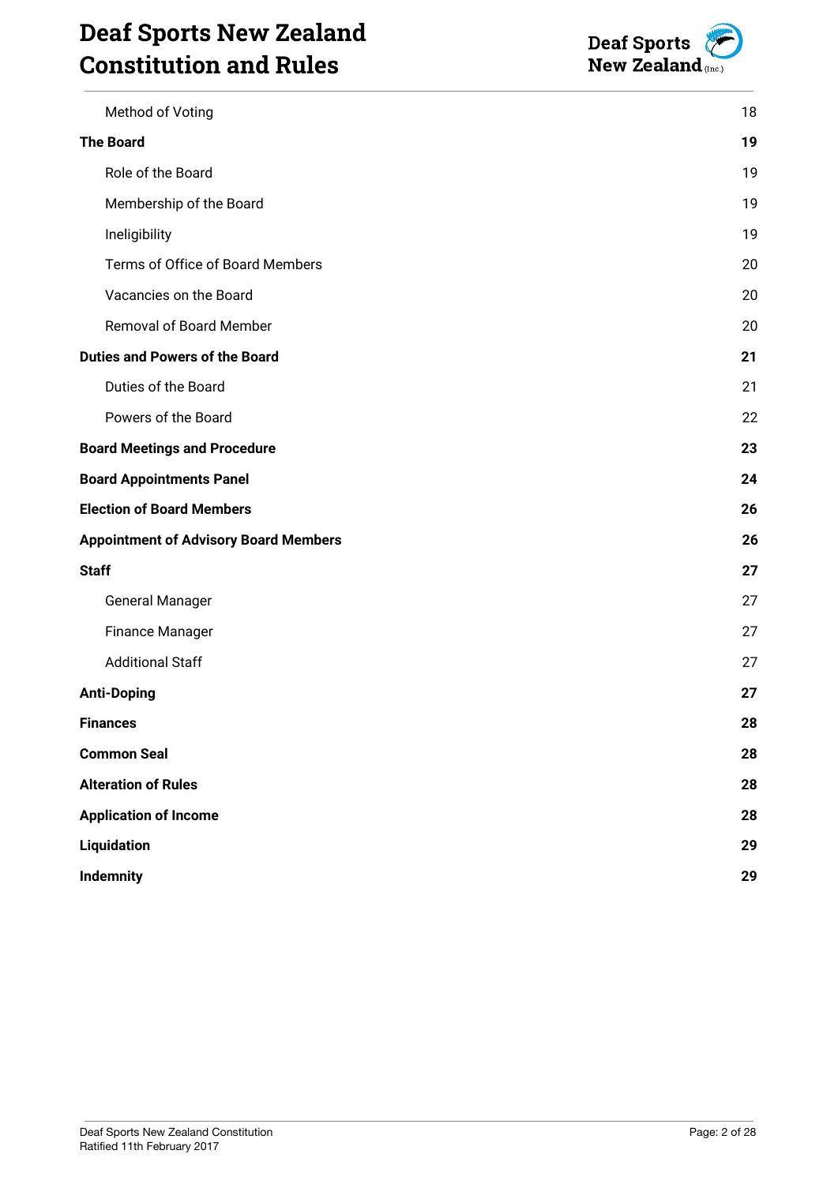| | |
|---|---|
| Method of Voting | 18 |
| **The Board** | **19** |
| Role of the Board | 19 |
| Membership of the Board | 19 |
| Ineligibility | 19 |
| Terms of Office of Board Members | 20 |
| Vacancies on the Board | 20 |
| Removal of Board Member | 20 |
| **Duties and Powers of the Board** | **21** |
| Duties of the Board | 21 |
| Powers of the Board | 22 |
| **Board Meetings and Procedure** | **23** |
| **Board Appointments Panel** | **24** |
| **Election of Board Members** | **26** |
| **Appointment of Advisory Board Members** | **26** |
| **Staff** | **27** |
| General Manager | 27 |
| Finance Manager | 27 |
| Additional Staff | 27 |
| **Anti-Doping** | **27** |
| **Finances** | **28** |
| **Common Seal** | **28** |
| **Alteration of Rules** | **28** |
| **Application of Income** | **28** |
| **Liquidation** | **29** |
| **Indemnity** | **29** |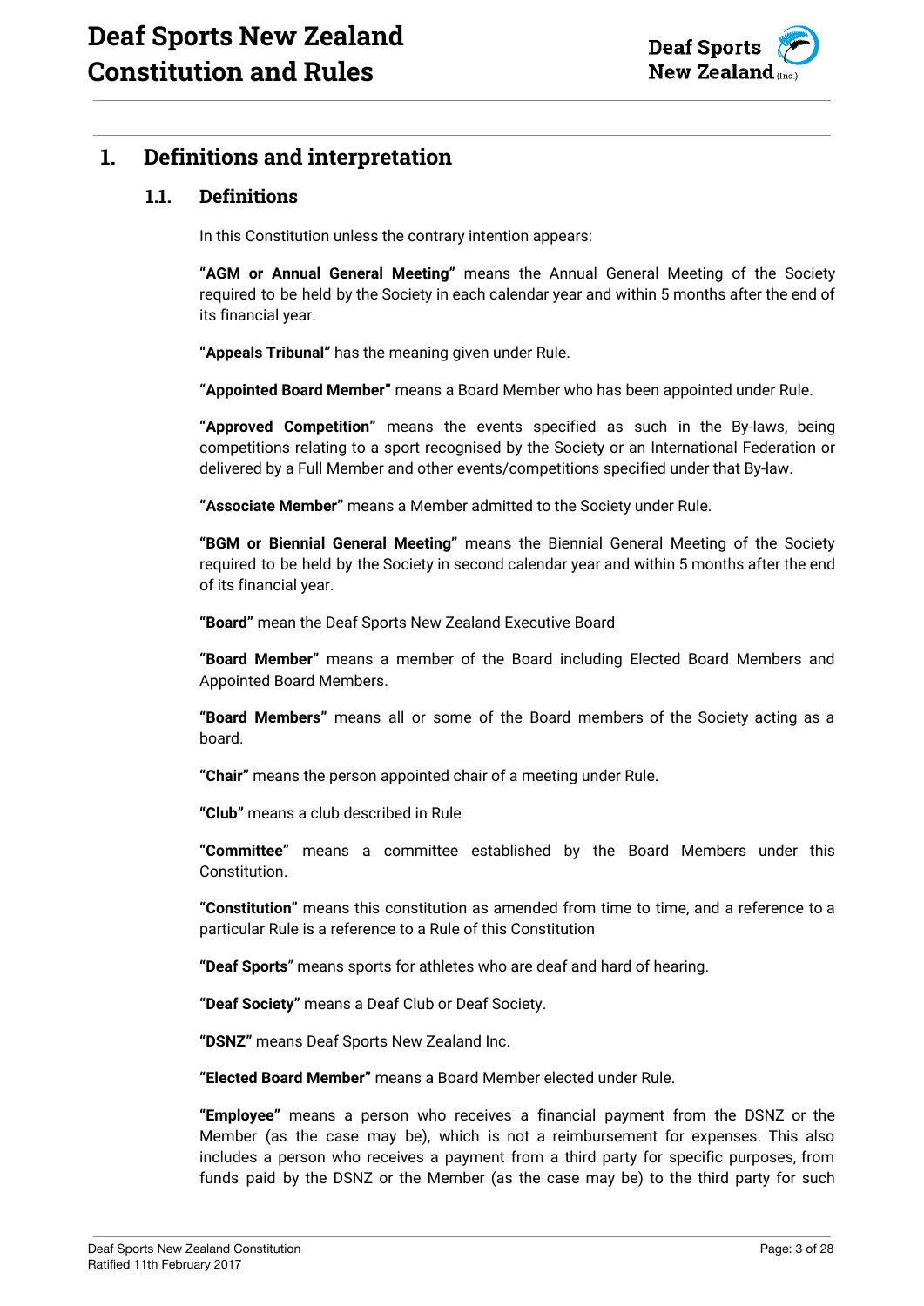# 1. Definitions and interpretation

## 1.1. Definitions

In this Constitution unless the contrary intention appears:

**"AGM or Annual General Meeting"** means the Annual General Meeting of the Society required to be held by the Society in each calendar year and within 5 months after the end of its financial year.

**"Appeals Tribunal"** has the meaning given under Rule.

**"Appointed Board Member"** means a Board Member who has been appointed under Rule.

**"Approved Competition"** means the events specified as such in the By-laws, being competitions relating to a sport recognised by the Society or an International Federation or delivered by a Full Member and other events/competitions specified under that By-law.

**"Associate Member"** means a Member admitted to the Society under Rule.

**"BGM or Biennial General Meeting"** means the Biennial General Meeting of the Society required to be held by the Society in second calendar year and within 5 months after the end of its financial year.

**"Board"** mean the Deaf Sports New Zealand Executive Board

**"Board Member"** means a member of the Board including Elected Board Members and Appointed Board Members.

**"Board Members"** means all or some of the Board members of the Society acting as a board.

**"Chair"** means the person appointed chair of a meeting under Rule.

**"Club"** means a club described in Rule

**"Committee"** means a committee established by the Board Members under this Constitution.

**"Constitution"** means this constitution as amended from time to time, and a reference to a particular Rule is a reference to a Rule of this Constitution

**"Deaf Sports"** means sports for athletes who are deaf and hard of hearing.

**"Deaf Society"** means a Deaf Club or Deaf Society.

**"DSNZ"** means Deaf Sports New Zealand Inc.

**"Elected Board Member"** means a Board Member elected under Rule.

**"Employee"** means a person who receives a financial payment from the DSNZ or the Member (as the case may be), which is not a reimbursement for expenses. This also includes a person who receives a payment from a third party for specific purposes, from funds paid by the DSNZ or the Member (as the case may be) to the third party for such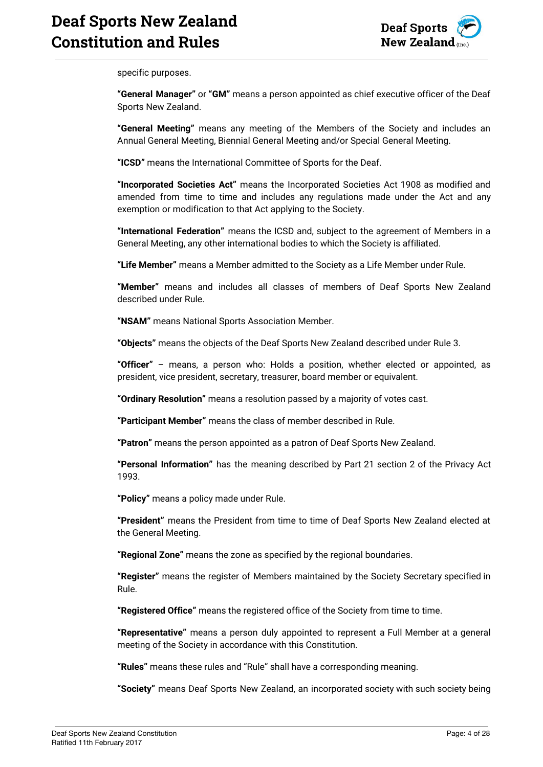specific purposes.

**"General Manager"** or **"GM"** means a person appointed as chief executive officer of the Deaf Sports New Zealand.

**"General Meeting"** means any meeting of the Members of the Society and includes an Annual General Meeting, Biennial General Meeting and/or Special General Meeting.

**"ICSD"** means the International Committee of Sports for the Deaf.

**"Incorporated Societies Act"** means the Incorporated Societies Act 1908 as modified and amended from time to time and includes any regulations made under the Act and any exemption or modification to that Act applying to the Society.

**"International Federation"** means the ICSD and, subject to the agreement of Members in a General Meeting, any other international bodies to which the Society is affiliated.

**"Life Member"** means a Member admitted to the Society as a Life Member under Rule.

**"Member"** means and includes all classes of members of Deaf Sports New Zealand described under Rule.

**"NSAM"** means National Sports Association Member.

**"Objects"** means the objects of the Deaf Sports New Zealand described under Rule 3.

**"Officer"** – means, a person who: Holds a position, whether elected or appointed, as president, vice president, secretary, treasurer, board member or equivalent.

**"Ordinary Resolution"** means a resolution passed by a majority of votes cast.

**"Participant Member"** means the class of member described in Rule.

**"Patron"** means the person appointed as a patron of Deaf Sports New Zealand.

**"Personal Information"** has the meaning described by Part 21 section 2 of the Privacy Act 1993.

**"Policy"** means a policy made under Rule.

**"President"** means the President from time to time of Deaf Sports New Zealand elected at the General Meeting.

**"Regional Zone"** means the zone as specified by the regional boundaries.

**"Register"** means the register of Members maintained by the Society Secretary specified in Rule.

**"Registered Office"** means the registered office of the Society from time to time.

**"Representative"** means a person duly appointed to represent a Full Member at a general meeting of the Society in accordance with this Constitution.

**"Rules"** means these rules and "Rule" shall have a corresponding meaning.

**"Society"** means Deaf Sports New Zealand, an incorporated society with such society being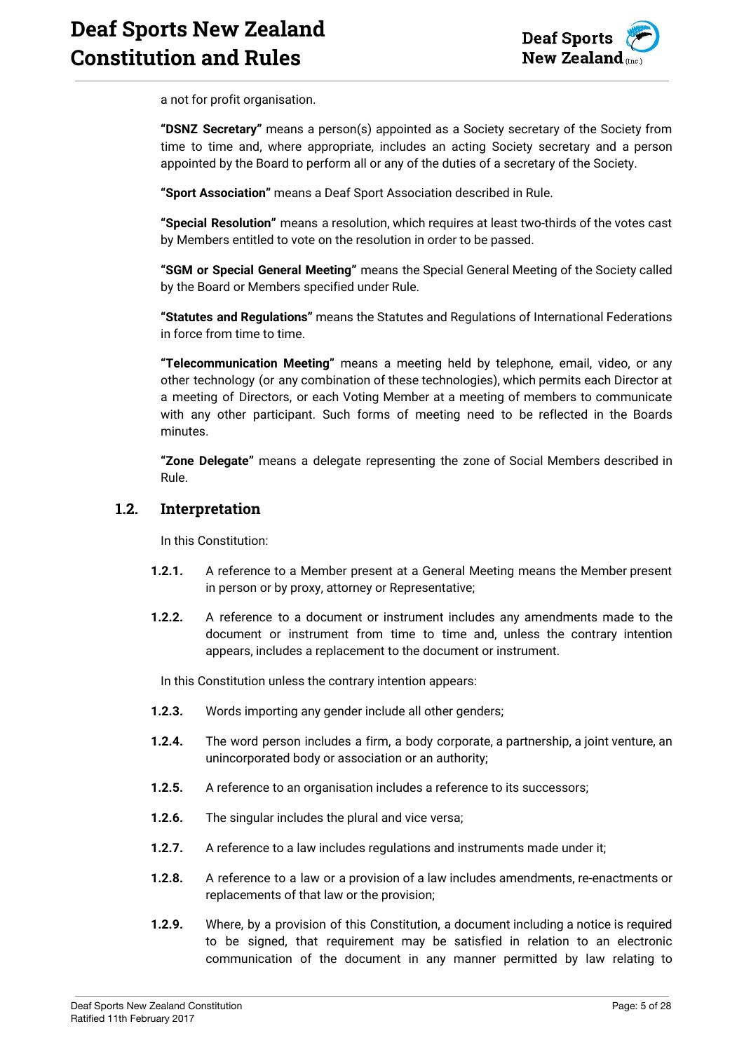a not for profit organisation.

**"DSNZ Secretary"** means a person(s) appointed as a Society secretary of the Society from time to time and, where appropriate, includes an acting Society secretary and a person appointed by the Board to perform all or any of the duties of a secretary of the Society.

**"Sport Association"** means a Deaf Sport Association described in Rule.

**"Special Resolution"** means a resolution, which requires at least two-thirds of the votes cast by Members entitled to vote on the resolution in order to be passed.

**"SGM or Special General Meeting"** means the Special General Meeting of the Society called by the Board or Members specified under Rule.

**"Statutes and Regulations"** means the Statutes and Regulations of International Federations in force from time to time.

**"Telecommunication Meeting"** means a meeting held by telephone, email, video, or any other technology (or any combination of these technologies), which permits each Director at a meeting of Directors, or each Voting Member at a meeting of members to communicate with any other participant. Such forms of meeting need to be reflected in the Boards minutes.

**"Zone Delegate"** means a delegate representing the zone of Social Members described in Rule.

### 1.2. Interpretation

In this Constitution:

**1.2.1.** A reference to a Member present at a General Meeting means the Member present in person or by proxy, attorney or Representative;

**1.2.2.** A reference to a document or instrument includes any amendments made to the document or instrument from time to time and, unless the contrary intention appears, includes a replacement to the document or instrument.

In this Constitution unless the contrary intention appears:

**1.2.3.** Words importing any gender include all other genders;

**1.2.4.** The word person includes a firm, a body corporate, a partnership, a joint venture, an unincorporated body or association or an authority;

**1.2.5.** A reference to an organisation includes a reference to its successors;

**1.2.6.** The singular includes the plural and vice versa;

**1.2.7.** A reference to a law includes regulations and instruments made under it;

**1.2.8.** A reference to a law or a provision of a law includes amendments, re-enactments or replacements of that law or the provision;

**1.2.9.** Where, by a provision of this Constitution, a document including a notice is required to be signed, that requirement may be satisfied in relation to an electronic communication of the document in any manner permitted by law relating to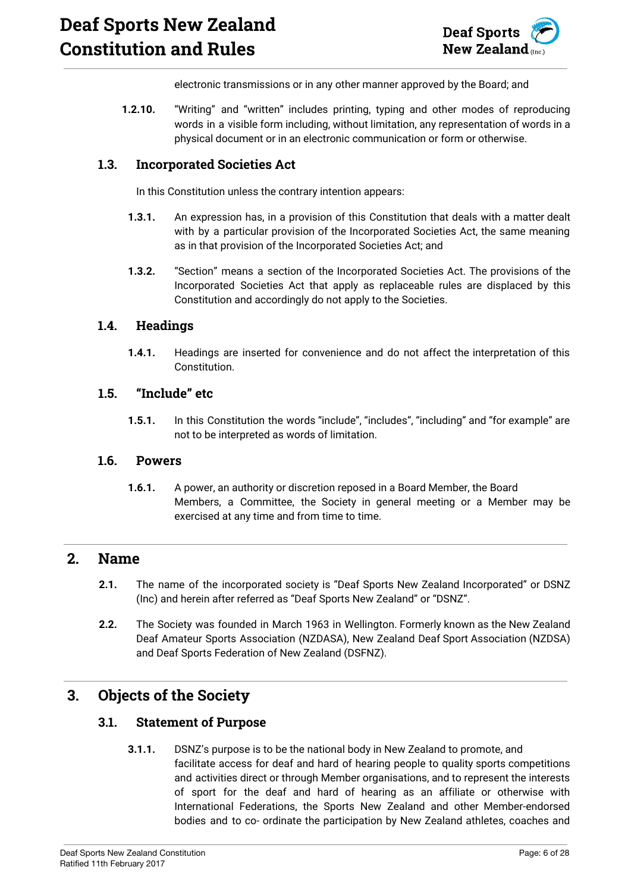electronic transmissions or in any other manner approved by the Board; and

**1.2.10.** "Writing" and "written" includes printing, typing and other modes of reproducing words in a visible form including, without limitation, any representation of words in a physical document or in an electronic communication or form or otherwise.

### 1.3. Incorporated Societies Act

In this Constitution unless the contrary intention appears:

**1.3.1.** An expression has, in a provision of this Constitution that deals with a matter dealt with by a particular provision of the Incorporated Societies Act, the same meaning as in that provision of the Incorporated Societies Act; and

**1.3.2.** "Section" means a section of the Incorporated Societies Act. The provisions of the Incorporated Societies Act that apply as replaceable rules are displaced by this Constitution and accordingly do not apply to the Societies.

### 1.4. Headings

**1.4.1.** Headings are inserted for convenience and do not affect the interpretation of this Constitution.

### 1.5. "Include" etc

**1.5.1.** In this Constitution the words "include", "includes", "including" and "for example" are not to be interpreted as words of limitation.

### 1.6. Powers

**1.6.1.** A power, an authority or discretion reposed in a Board Member, the Board Members, a Committee, the Society in general meeting or a Member may be exercised at any time and from time to time.

## 2. Name

**2.1.** The name of the incorporated society is "Deaf Sports New Zealand Incorporated" or DSNZ (Inc) and herein after referred as "Deaf Sports New Zealand" or "DSNZ".

**2.2.** The Society was founded in March 1963 in Wellington. Formerly known as the New Zealand Deaf Amateur Sports Association (NZDASA), New Zealand Deaf Sport Association (NZDSA) and Deaf Sports Federation of New Zealand (DSFNZ).

## 3. Objects of the Society

### 3.1. Statement of Purpose

**3.1.1.** DSNZ's purpose is to be the national body in New Zealand to promote, and facilitate access for deaf and hard of hearing people to quality sports competitions and activities direct or through Member organisations, and to represent the interests of sport for the deaf and hard of hearing as an affiliate or otherwise with International Federations, the Sports New Zealand and other Member-endorsed bodies and to co- ordinate the participation by New Zealand athletes, coaches and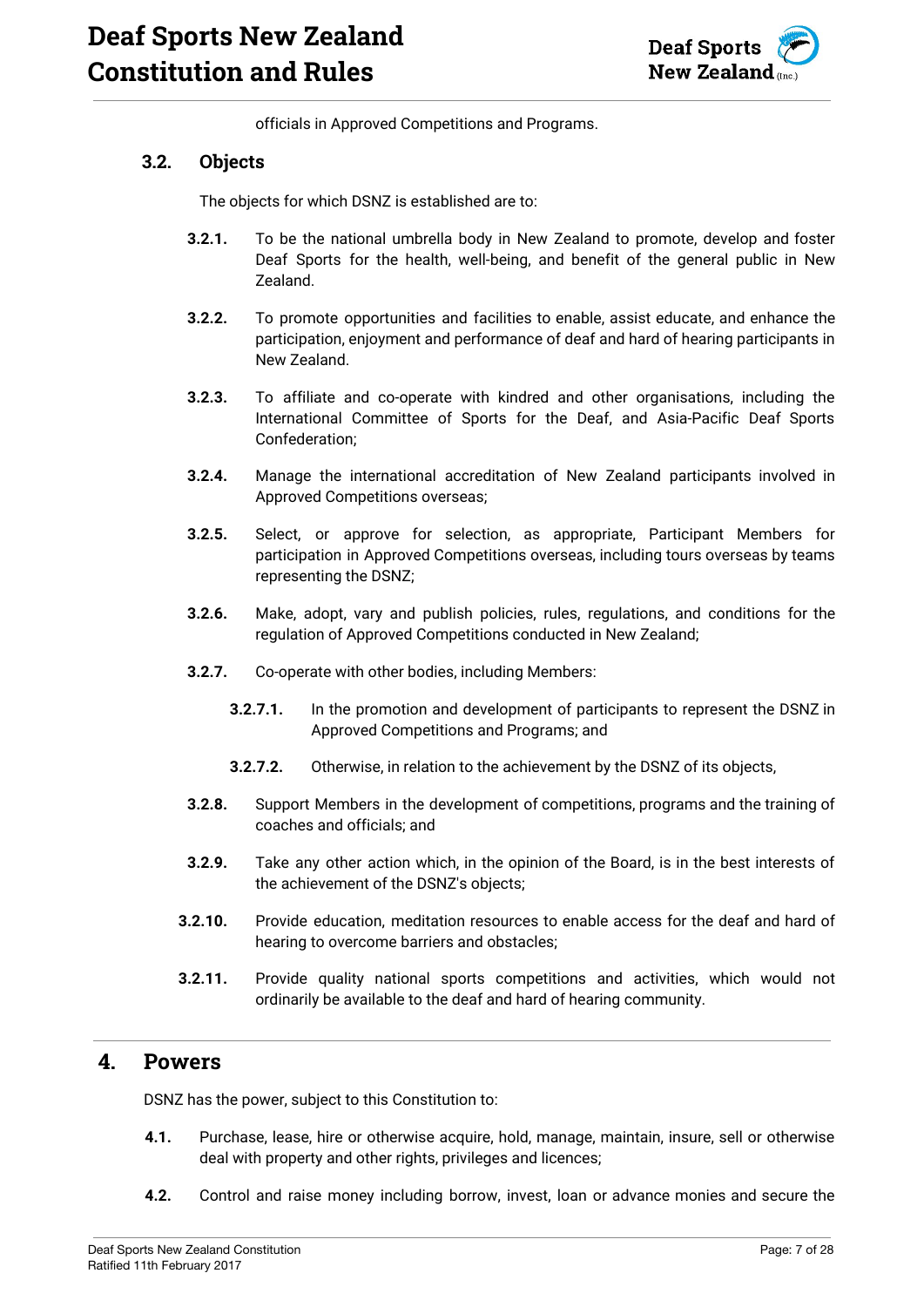officials in Approved Competitions and Programs.

### 3.2. Objects

The objects for which DSNZ is established are to:

**3.2.1.** To be the national umbrella body in New Zealand to promote, develop and foster Deaf Sports for the health, well-being, and benefit of the general public in New Zealand.

**3.2.2.** To promote opportunities and facilities to enable, assist educate, and enhance the participation, enjoyment and performance of deaf and hard of hearing participants in New Zealand.

**3.2.3.** To affiliate and co-operate with kindred and other organisations, including the International Committee of Sports for the Deaf, and Asia-Pacific Deaf Sports Confederation;

**3.2.4.** Manage the international accreditation of New Zealand participants involved in Approved Competitions overseas;

**3.2.5.** Select, or approve for selection, as appropriate, Participant Members for participation in Approved Competitions overseas, including tours overseas by teams representing the DSNZ;

**3.2.6.** Make, adopt, vary and publish policies, rules, regulations, and conditions for the regulation of Approved Competitions conducted in New Zealand;

**3.2.7.** Co-operate with other bodies, including Members:

**3.2.7.1.** In the promotion and development of participants to represent the DSNZ in Approved Competitions and Programs; and

**3.2.7.2.** Otherwise, in relation to the achievement by the DSNZ of its objects,

**3.2.8.** Support Members in the development of competitions, programs and the training of coaches and officials; and

**3.2.9.** Take any other action which, in the opinion of the Board, is in the best interests of the achievement of the DSNZ's objects;

**3.2.10.** Provide education, meditation resources to enable access for the deaf and hard of hearing to overcome barriers and obstacles;

**3.2.11.** Provide quality national sports competitions and activities, which would not ordinarily be available to the deaf and hard of hearing community.

## 4. Powers

DSNZ has the power, subject to this Constitution to:

**4.1.** Purchase, lease, hire or otherwise acquire, hold, manage, maintain, insure, sell or otherwise deal with property and other rights, privileges and licences;

**4.2.** Control and raise money including borrow, invest, loan or advance monies and secure the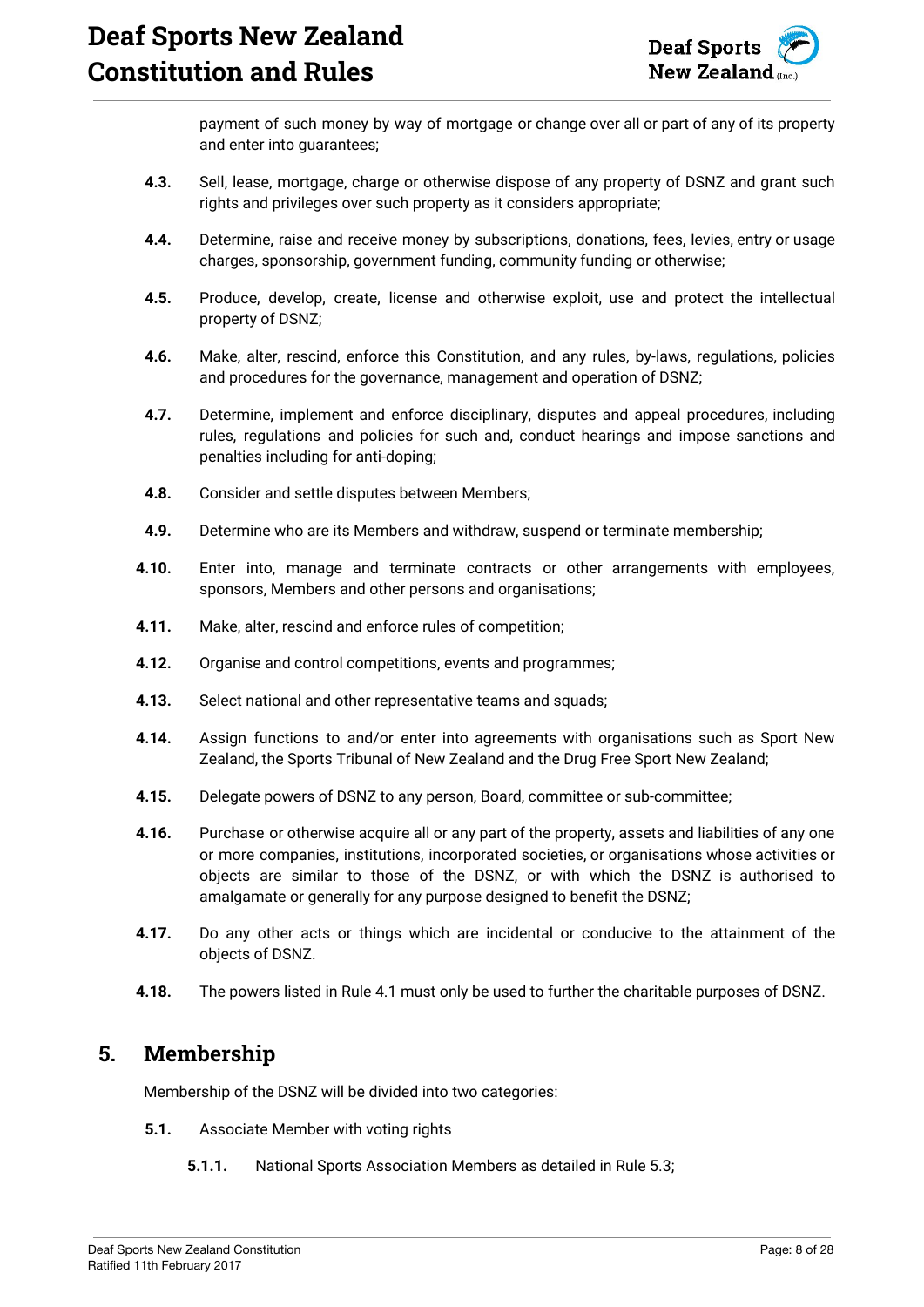payment of such money by way of mortgage or change over all or part of any of its property and enter into guarantees;

**4.3.** Sell, lease, mortgage, charge or otherwise dispose of any property of DSNZ and grant such rights and privileges over such property as it considers appropriate;

**4.4.** Determine, raise and receive money by subscriptions, donations, fees, levies, entry or usage charges, sponsorship, government funding, community funding or otherwise;

**4.5.** Produce, develop, create, license and otherwise exploit, use and protect the intellectual property of DSNZ;

**4.6.** Make, alter, rescind, enforce this Constitution, and any rules, by-laws, regulations, policies and procedures for the governance, management and operation of DSNZ;

**4.7.** Determine, implement and enforce disciplinary, disputes and appeal procedures, including rules, regulations and policies for such and, conduct hearings and impose sanctions and penalties including for anti-doping;

**4.8.** Consider and settle disputes between Members;

**4.9.** Determine who are its Members and withdraw, suspend or terminate membership;

**4.10.** Enter into, manage and terminate contracts or other arrangements with employees, sponsors, Members and other persons and organisations;

**4.11.** Make, alter, rescind and enforce rules of competition;

**4.12.** Organise and control competitions, events and programmes;

**4.13.** Select national and other representative teams and squads;

**4.14.** Assign functions to and/or enter into agreements with organisations such as Sport New Zealand, the Sports Tribunal of New Zealand and the Drug Free Sport New Zealand;

**4.15.** Delegate powers of DSNZ to any person, Board, committee or sub-committee;

**4.16.** Purchase or otherwise acquire all or any part of the property, assets and liabilities of any one or more companies, institutions, incorporated societies, or organisations whose activities or objects are similar to those of the DSNZ, or with which the DSNZ is authorised to amalgamate or generally for any purpose designed to benefit the DSNZ;

**4.17.** Do any other acts or things which are incidental or conducive to the attainment of the objects of DSNZ.

**4.18.** The powers listed in Rule 4.1 must only be used to further the charitable purposes of DSNZ.

## 5. Membership

Membership of the DSNZ will be divided into two categories:

**5.1.** Associate Member with voting rights

**5.1.1.** National Sports Association Members as detailed in Rule 5.3;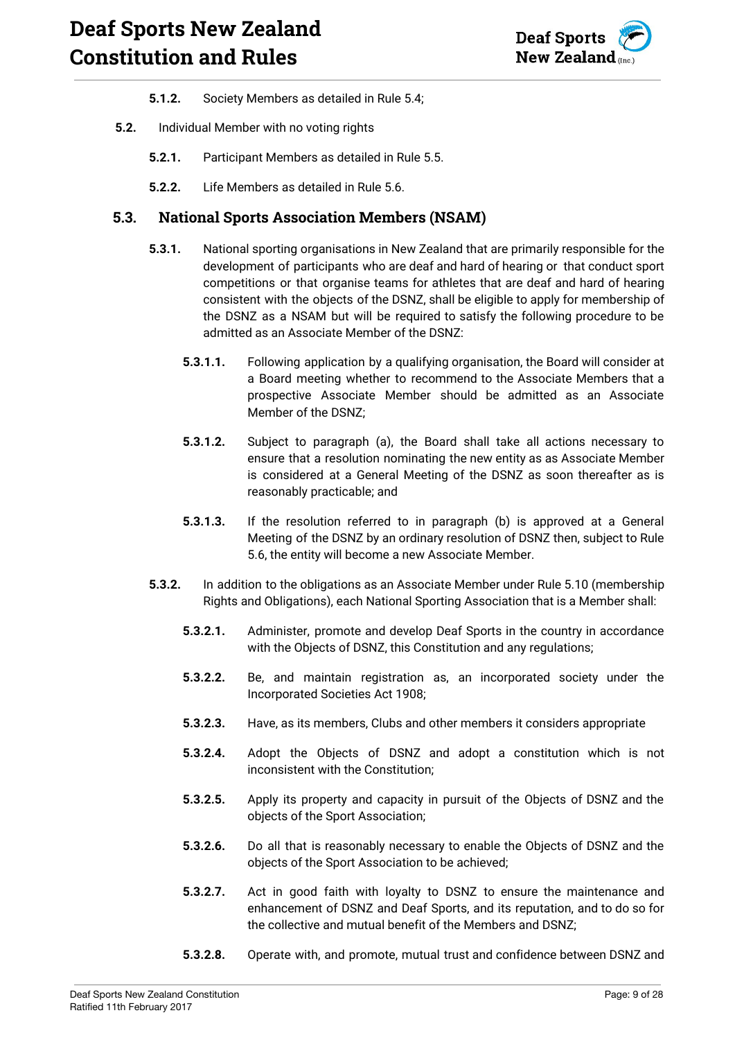**5.1.2.** Society Members as detailed in Rule 5.4;

**5.2.** Individual Member with no voting rights

**5.2.1.** Participant Members as detailed in Rule 5.5.

**5.2.2.** Life Members as detailed in Rule 5.6.

## 5.3. National Sports Association Members (NSAM)

**5.3.1.** National sporting organisations in New Zealand that are primarily responsible for the development of participants who are deaf and hard of hearing or that conduct sport competitions or that organise teams for athletes that are deaf and hard of hearing consistent with the objects of the DSNZ, shall be eligible to apply for membership of the DSNZ as a NSAM but will be required to satisfy the following procedure to be admitted as an Associate Member of the DSNZ:

**5.3.1.1.** Following application by a qualifying organisation, the Board will consider at a Board meeting whether to recommend to the Associate Members that a prospective Associate Member should be admitted as an Associate Member of the DSNZ;

**5.3.1.2.** Subject to paragraph (a), the Board shall take all actions necessary to ensure that a resolution nominating the new entity as as Associate Member is considered at a General Meeting of the DSNZ as soon thereafter as is reasonably practicable; and

**5.3.1.3.** If the resolution referred to in paragraph (b) is approved at a General Meeting of the DSNZ by an ordinary resolution of DSNZ then, subject to Rule 5.6, the entity will become a new Associate Member.

**5.3.2.** In addition to the obligations as an Associate Member under Rule 5.10 (membership Rights and Obligations), each National Sporting Association that is a Member shall:

**5.3.2.1.** Administer, promote and develop Deaf Sports in the country in accordance with the Objects of DSNZ, this Constitution and any regulations;

**5.3.2.2.** Be, and maintain registration as, an incorporated society under the Incorporated Societies Act 1908;

**5.3.2.3.** Have, as its members, Clubs and other members it considers appropriate

**5.3.2.4.** Adopt the Objects of DSNZ and adopt a constitution which is not inconsistent with the Constitution;

**5.3.2.5.** Apply its property and capacity in pursuit of the Objects of DSNZ and the objects of the Sport Association;

**5.3.2.6.** Do all that is reasonably necessary to enable the Objects of DSNZ and the objects of the Sport Association to be achieved;

**5.3.2.7.** Act in good faith with loyalty to DSNZ to ensure the maintenance and enhancement of DSNZ and Deaf Sports, and its reputation, and to do so for the collective and mutual benefit of the Members and DSNZ;

**5.3.2.8.** Operate with, and promote, mutual trust and confidence between DSNZ and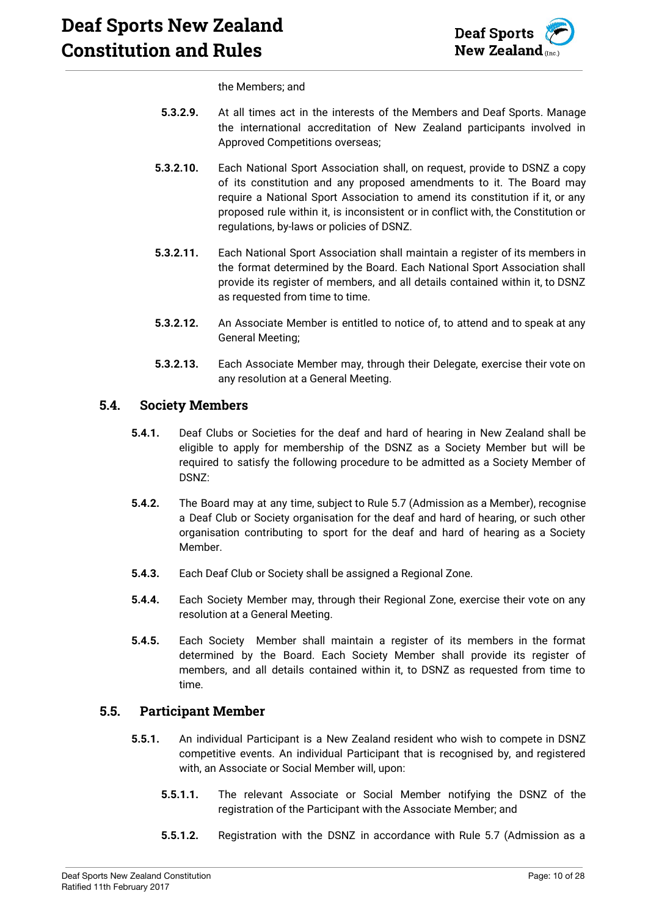the Members; and

**5.3.2.9.** At all times act in the interests of the Members and Deaf Sports. Manage the international accreditation of New Zealand participants involved in Approved Competitions overseas;

**5.3.2.10.** Each National Sport Association shall, on request, provide to DSNZ a copy of its constitution and any proposed amendments to it. The Board may require a National Sport Association to amend its constitution if it, or any proposed rule within it, is inconsistent or in conflict with, the Constitution or regulations, by-laws or policies of DSNZ.

**5.3.2.11.** Each National Sport Association shall maintain a register of its members in the format determined by the Board. Each National Sport Association shall provide its register of members, and all details contained within it, to DSNZ as requested from time to time.

**5.3.2.12.** An Associate Member is entitled to notice of, to attend and to speak at any General Meeting;

**5.3.2.13.** Each Associate Member may, through their Delegate, exercise their vote on any resolution at a General Meeting.

## 5.4. Society Members

**5.4.1.** Deaf Clubs or Societies for the deaf and hard of hearing in New Zealand shall be eligible to apply for membership of the DSNZ as a Society Member but will be required to satisfy the following procedure to be admitted as a Society Member of DSNZ:

**5.4.2.** The Board may at any time, subject to Rule 5.7 (Admission as a Member), recognise a Deaf Club or Society organisation for the deaf and hard of hearing, or such other organisation contributing to sport for the deaf and hard of hearing as a Society Member.

**5.4.3.** Each Deaf Club or Society shall be assigned a Regional Zone.

**5.4.4.** Each Society Member may, through their Regional Zone, exercise their vote on any resolution at a General Meeting.

**5.4.5.** Each Society Member shall maintain a register of its members in the format determined by the Board. Each Society Member shall provide its register of members, and all details contained within it, to DSNZ as requested from time to time.

## 5.5. Participant Member

**5.5.1.** An individual Participant is a New Zealand resident who wish to compete in DSNZ competitive events. An individual Participant that is recognised by, and registered with, an Associate or Social Member will, upon:

**5.5.1.1.** The relevant Associate or Social Member notifying the DSNZ of the registration of the Participant with the Associate Member; and

**5.5.1.2.** Registration with the DSNZ in accordance with Rule 5.7 (Admission as a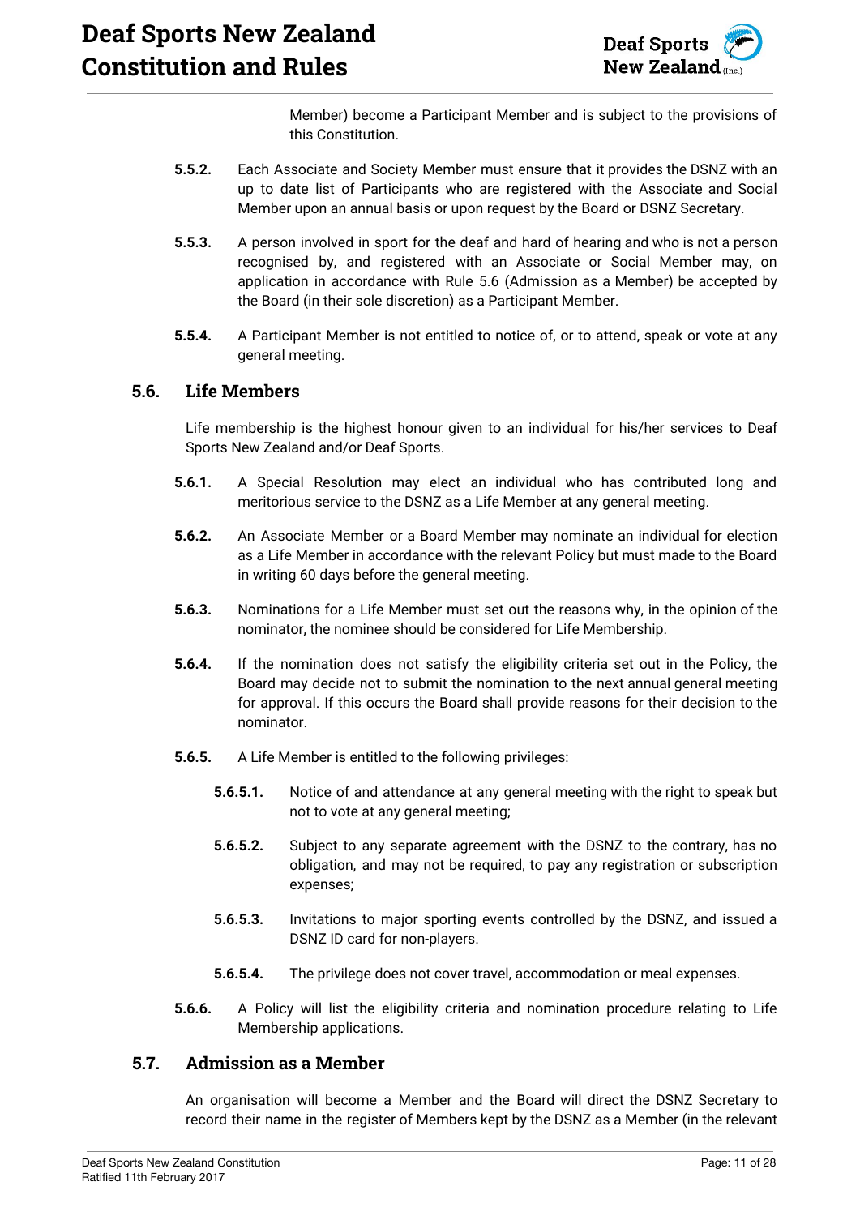Member) become a Participant Member and is subject to the provisions of this Constitution.

**5.5.2.** Each Associate and Society Member must ensure that it provides the DSNZ with an up to date list of Participants who are registered with the Associate and Social Member upon an annual basis or upon request by the Board or DSNZ Secretary.

**5.5.3.** A person involved in sport for the deaf and hard of hearing and who is not a person recognised by, and registered with an Associate or Social Member may, on application in accordance with Rule 5.6 (Admission as a Member) be accepted by the Board (in their sole discretion) as a Participant Member.

**5.5.4.** A Participant Member is not entitled to notice of, or to attend, speak or vote at any general meeting.

## 5.6. Life Members

Life membership is the highest honour given to an individual for his/her services to Deaf Sports New Zealand and/or Deaf Sports.

**5.6.1.** A Special Resolution may elect an individual who has contributed long and meritorious service to the DSNZ as a Life Member at any general meeting.

**5.6.2.** An Associate Member or a Board Member may nominate an individual for election as a Life Member in accordance with the relevant Policy but must made to the Board in writing 60 days before the general meeting.

**5.6.3.** Nominations for a Life Member must set out the reasons why, in the opinion of the nominator, the nominee should be considered for Life Membership.

**5.6.4.** If the nomination does not satisfy the eligibility criteria set out in the Policy, the Board may decide not to submit the nomination to the next annual general meeting for approval. If this occurs the Board shall provide reasons for their decision to the nominator.

**5.6.5.** A Life Member is entitled to the following privileges:

**5.6.5.1.** Notice of and attendance at any general meeting with the right to speak but not to vote at any general meeting;

**5.6.5.2.** Subject to any separate agreement with the DSNZ to the contrary, has no obligation, and may not be required, to pay any registration or subscription expenses;

**5.6.5.3.** Invitations to major sporting events controlled by the DSNZ, and issued a DSNZ ID card for non-players.

**5.6.5.4.** The privilege does not cover travel, accommodation or meal expenses.

**5.6.6.** A Policy will list the eligibility criteria and nomination procedure relating to Life Membership applications.

## 5.7. Admission as a Member

An organisation will become a Member and the Board will direct the DSNZ Secretary to record their name in the register of Members kept by the DSNZ as a Member (in the relevant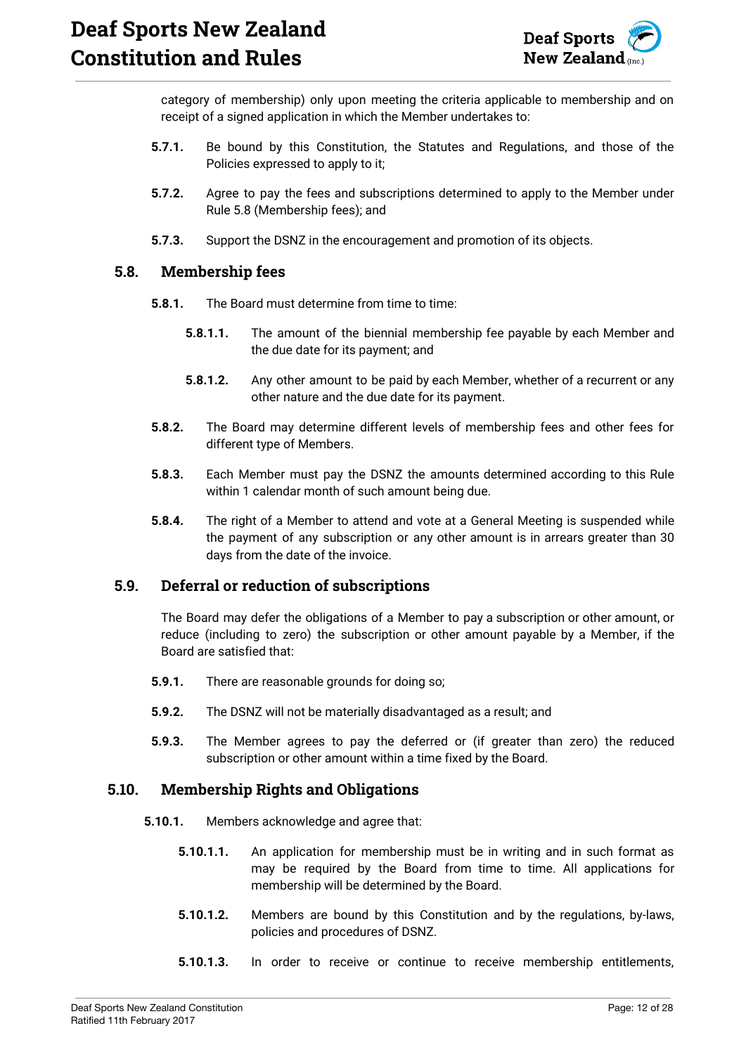category of membership) only upon meeting the criteria applicable to membership and on receipt of a signed application in which the Member undertakes to:

**5.7.1.** Be bound by this Constitution, the Statutes and Regulations, and those of the Policies expressed to apply to it;

**5.7.2.** Agree to pay the fees and subscriptions determined to apply to the Member under Rule 5.8 (Membership fees); and

**5.7.3.** Support the DSNZ in the encouragement and promotion of its objects.

## 5.8. Membership fees

**5.8.1.** The Board must determine from time to time:

**5.8.1.1.** The amount of the biennial membership fee payable by each Member and the due date for its payment; and

**5.8.1.2.** Any other amount to be paid by each Member, whether of a recurrent or any other nature and the due date for its payment.

**5.8.2.** The Board may determine different levels of membership fees and other fees for different type of Members.

**5.8.3.** Each Member must pay the DSNZ the amounts determined according to this Rule within 1 calendar month of such amount being due.

**5.8.4.** The right of a Member to attend and vote at a General Meeting is suspended while the payment of any subscription or any other amount is in arrears greater than 30 days from the date of the invoice.

## 5.9. Deferral or reduction of subscriptions

The Board may defer the obligations of a Member to pay a subscription or other amount, or reduce (including to zero) the subscription or other amount payable by a Member, if the Board are satisfied that:

**5.9.1.** There are reasonable grounds for doing so;

**5.9.2.** The DSNZ will not be materially disadvantaged as a result; and

**5.9.3.** The Member agrees to pay the deferred or (if greater than zero) the reduced subscription or other amount within a time fixed by the Board.

## 5.10. Membership Rights and Obligations

**5.10.1.** Members acknowledge and agree that:

**5.10.1.1.** An application for membership must be in writing and in such format as may be required by the Board from time to time. All applications for membership will be determined by the Board.

**5.10.1.2.** Members are bound by this Constitution and by the regulations, by-laws, policies and procedures of DSNZ.

**5.10.1.3.** In order to receive or continue to receive membership entitlements,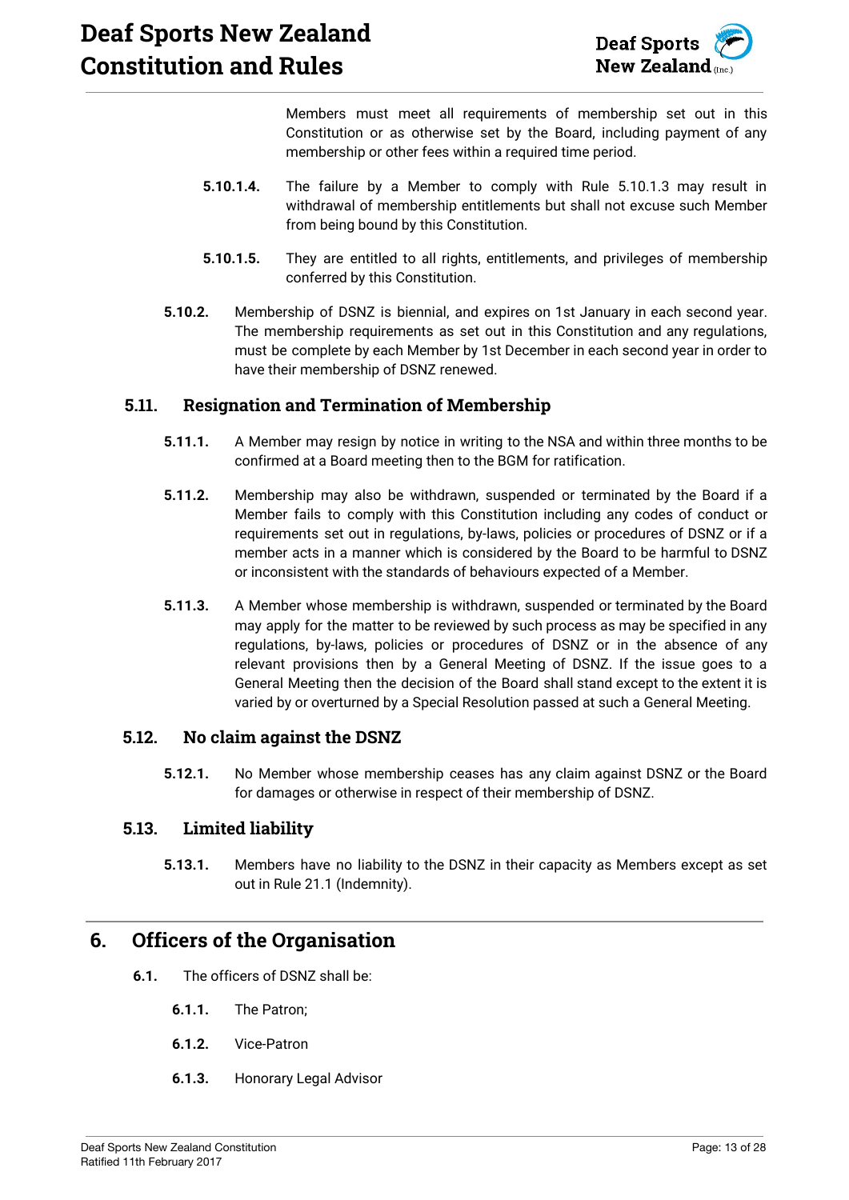Members must meet all requirements of membership set out in this Constitution or as otherwise set by the Board, including payment of any membership or other fees within a required time period.

**5.10.1.4.** The failure by a Member to comply with Rule 5.10.1.3 may result in withdrawal of membership entitlements but shall not excuse such Member from being bound by this Constitution.

**5.10.1.5.** They are entitled to all rights, entitlements, and privileges of membership conferred by this Constitution.

**5.10.2.** Membership of DSNZ is biennial, and expires on 1st January in each second year. The membership requirements as set out in this Constitution and any regulations, must be complete by each Member by 1st December in each second year in order to have their membership of DSNZ renewed.

### 5.11. Resignation and Termination of Membership

**5.11.1.** A Member may resign by notice in writing to the NSA and within three months to be confirmed at a Board meeting then to the BGM for ratification.

**5.11.2.** Membership may also be withdrawn, suspended or terminated by the Board if a Member fails to comply with this Constitution including any codes of conduct or requirements set out in regulations, by-laws, policies or procedures of DSNZ or if a member acts in a manner which is considered by the Board to be harmful to DSNZ or inconsistent with the standards of behaviours expected of a Member.

**5.11.3.** A Member whose membership is withdrawn, suspended or terminated by the Board may apply for the matter to be reviewed by such process as may be specified in any regulations, by-laws, policies or procedures of DSNZ or in the absence of any relevant provisions then by a General Meeting of DSNZ. If the issue goes to a General Meeting then the decision of the Board shall stand except to the extent it is varied by or overturned by a Special Resolution passed at such a General Meeting.

### 5.12. No claim against the DSNZ

**5.12.1.** No Member whose membership ceases has any claim against DSNZ or the Board for damages or otherwise in respect of their membership of DSNZ.

### 5.13. Limited liability

**5.13.1.** Members have no liability to the DSNZ in their capacity as Members except as set out in Rule 21.1 (Indemnity).

## 6. Officers of the Organisation

**6.1.** The officers of DSNZ shall be:

**6.1.1.** The Patron;

**6.1.2.** Vice-Patron

**6.1.3.** Honorary Legal Advisor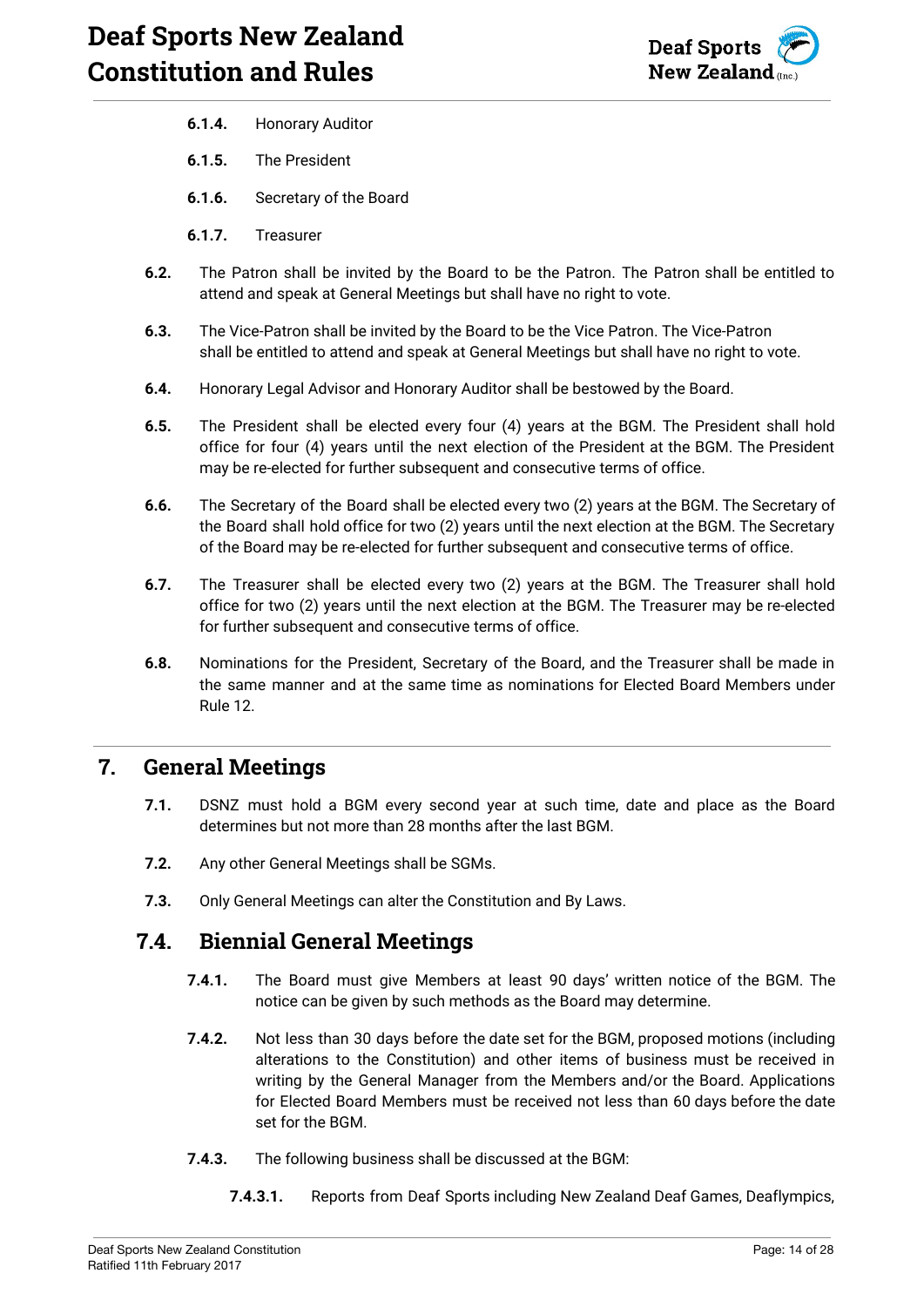**6.1.4.** Honorary Auditor

**6.1.5.** The President

**6.1.6.** Secretary of the Board

**6.1.7.** Treasurer

**6.2.** The Patron shall be invited by the Board to be the Patron. The Patron shall be entitled to attend and speak at General Meetings but shall have no right to vote.

**6.3.** The Vice-Patron shall be invited by the Board to be the Vice Patron. The Vice-Patron shall be entitled to attend and speak at General Meetings but shall have no right to vote.

**6.4.** Honorary Legal Advisor and Honorary Auditor shall be bestowed by the Board.

**6.5.** The President shall be elected every four (4) years at the BGM. The President shall hold office for four (4) years until the next election of the President at the BGM. The President may be re-elected for further subsequent and consecutive terms of office.

**6.6.** The Secretary of the Board shall be elected every two (2) years at the BGM. The Secretary of the Board shall hold office for two (2) years until the next election at the BGM. The Secretary of the Board may be re-elected for further subsequent and consecutive terms of office.

**6.7.** The Treasurer shall be elected every two (2) years at the BGM. The Treasurer shall hold office for two (2) years until the next election at the BGM. The Treasurer may be re-elected for further subsequent and consecutive terms of office.

**6.8.** Nominations for the President, Secretary of the Board, and the Treasurer shall be made in the same manner and at the same time as nominations for Elected Board Members under Rule 12.

## 7. General Meetings

**7.1.** DSNZ must hold a BGM every second year at such time, date and place as the Board determines but not more than 28 months after the last BGM.

**7.2.** Any other General Meetings shall be SGMs.

**7.3.** Only General Meetings can alter the Constitution and By Laws.

### 7.4. Biennial General Meetings

**7.4.1.** The Board must give Members at least 90 days' written notice of the BGM. The notice can be given by such methods as the Board may determine.

**7.4.2.** Not less than 30 days before the date set for the BGM, proposed motions (including alterations to the Constitution) and other items of business must be received in writing by the General Manager from the Members and/or the Board. Applications for Elected Board Members must be received not less than 60 days before the date set for the BGM.

**7.4.3.** The following business shall be discussed at the BGM:

**7.4.3.1.** Reports from Deaf Sports including New Zealand Deaf Games, Deaflympics,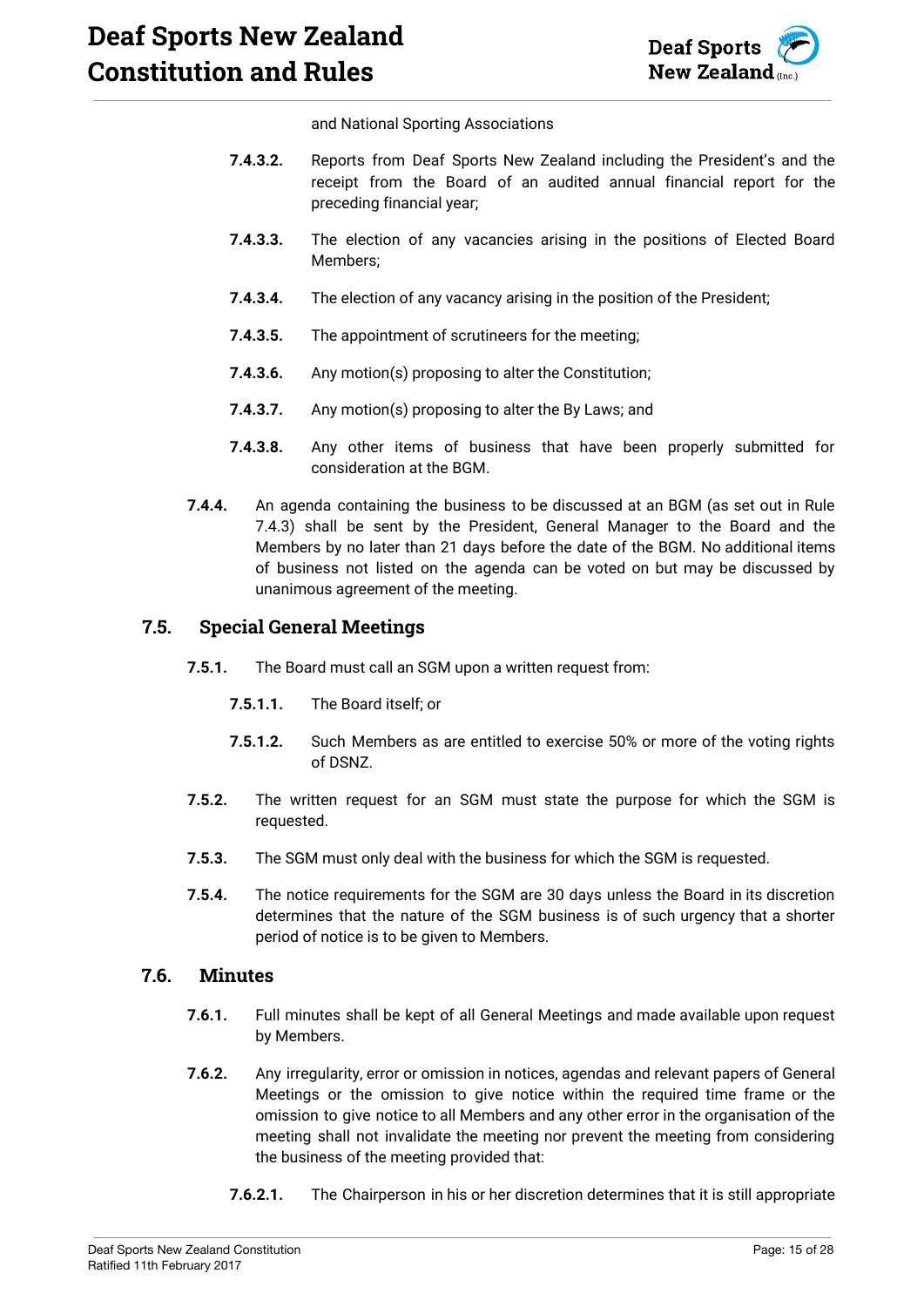and National Sporting Associations

**7.4.3.2.** Reports from Deaf Sports New Zealand including the President's and the receipt from the Board of an audited annual financial report for the preceding financial year;

**7.4.3.3.** The election of any vacancies arising in the positions of Elected Board Members;

**7.4.3.4.** The election of any vacancy arising in the position of the President;

**7.4.3.5.** The appointment of scrutineers for the meeting;

**7.4.3.6.** Any motion(s) proposing to alter the Constitution;

**7.4.3.7.** Any motion(s) proposing to alter the By Laws; and

**7.4.3.8.** Any other items of business that have been properly submitted for consideration at the BGM.

**7.4.4.** An agenda containing the business to be discussed at an BGM (as set out in Rule 7.4.3) shall be sent by the President, General Manager to the Board and the Members by no later than 21 days before the date of the BGM. No additional items of business not listed on the agenda can be voted on but may be discussed by unanimous agreement of the meeting.

## 7.5. Special General Meetings

**7.5.1.** The Board must call an SGM upon a written request from:

**7.5.1.1.** The Board itself; or

**7.5.1.2.** Such Members as are entitled to exercise 50% or more of the voting rights of DSNZ.

**7.5.2.** The written request for an SGM must state the purpose for which the SGM is requested.

**7.5.3.** The SGM must only deal with the business for which the SGM is requested.

**7.5.4.** The notice requirements for the SGM are 30 days unless the Board in its discretion determines that the nature of the SGM business is of such urgency that a shorter period of notice is to be given to Members.

## 7.6. Minutes

**7.6.1.** Full minutes shall be kept of all General Meetings and made available upon request by Members.

**7.6.2.** Any irregularity, error or omission in notices, agendas and relevant papers of General Meetings or the omission to give notice within the required time frame or the omission to give notice to all Members and any other error in the organisation of the meeting shall not invalidate the meeting nor prevent the meeting from considering the business of the meeting provided that:

**7.6.2.1.** The Chairperson in his or her discretion determines that it is still appropriate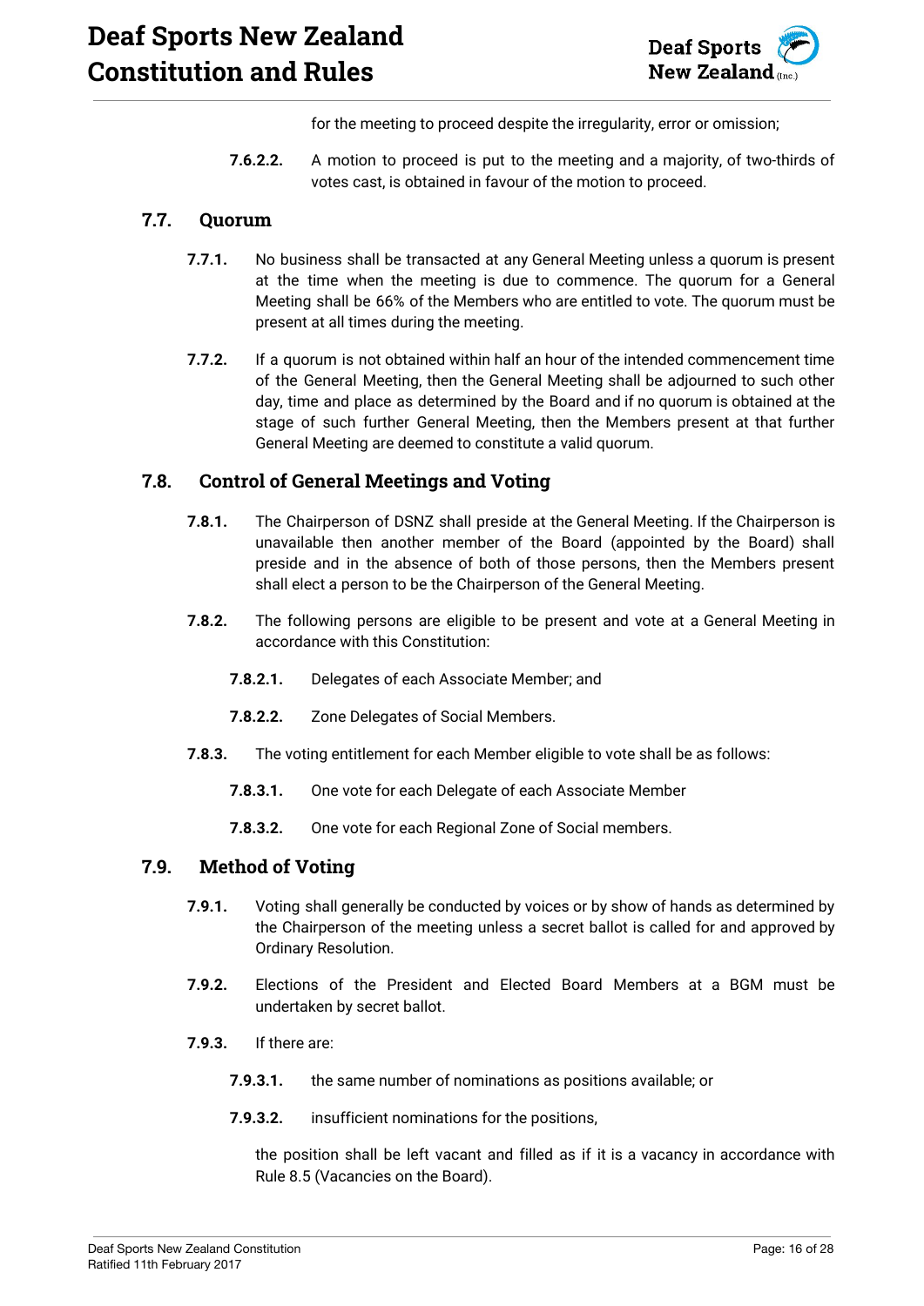for the meeting to proceed despite the irregularity, error or omission;

**7.6.2.2.** A motion to proceed is put to the meeting and a majority, of two-thirds of votes cast, is obtained in favour of the motion to proceed.

## 7.7. Quorum

**7.7.1.** No business shall be transacted at any General Meeting unless a quorum is present at the time when the meeting is due to commence. The quorum for a General Meeting shall be 66% of the Members who are entitled to vote. The quorum must be present at all times during the meeting.

**7.7.2.** If a quorum is not obtained within half an hour of the intended commencement time of the General Meeting, then the General Meeting shall be adjourned to such other day, time and place as determined by the Board and if no quorum is obtained at the stage of such further General Meeting, then the Members present at that further General Meeting are deemed to constitute a valid quorum.

## 7.8. Control of General Meetings and Voting

**7.8.1.** The Chairperson of DSNZ shall preside at the General Meeting. If the Chairperson is unavailable then another member of the Board (appointed by the Board) shall preside and in the absence of both of those persons, then the Members present shall elect a person to be the Chairperson of the General Meeting.

**7.8.2.** The following persons are eligible to be present and vote at a General Meeting in accordance with this Constitution:

**7.8.2.1.** Delegates of each Associate Member; and

**7.8.2.2.** Zone Delegates of Social Members.

**7.8.3.** The voting entitlement for each Member eligible to vote shall be as follows:

**7.8.3.1.** One vote for each Delegate of each Associate Member

**7.8.3.2.** One vote for each Regional Zone of Social members.

## 7.9. Method of Voting

**7.9.1.** Voting shall generally be conducted by voices or by show of hands as determined by the Chairperson of the meeting unless a secret ballot is called for and approved by Ordinary Resolution.

**7.9.2.** Elections of the President and Elected Board Members at a BGM must be undertaken by secret ballot.

**7.9.3.** If there are:

**7.9.3.1.** the same number of nominations as positions available; or

**7.9.3.2.** insufficient nominations for the positions,

the position shall be left vacant and filled as if it is a vacancy in accordance with Rule 8.5 (Vacancies on the Board).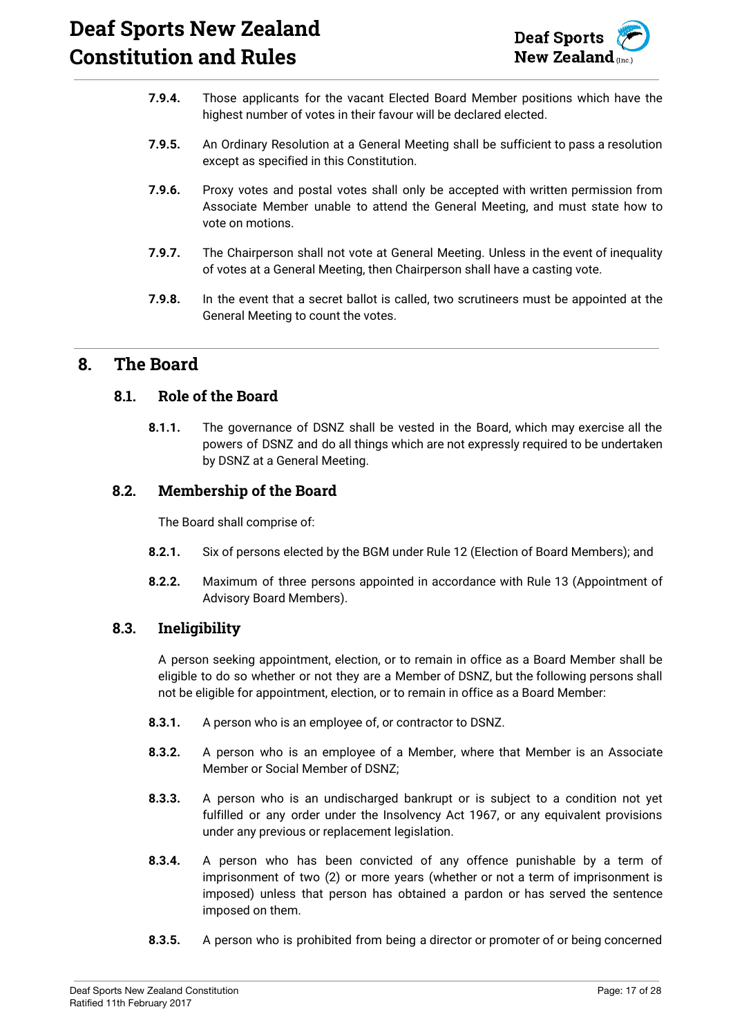**7.9.4.** Those applicants for the vacant Elected Board Member positions which have the highest number of votes in their favour will be declared elected.

**7.9.5.** An Ordinary Resolution at a General Meeting shall be sufficient to pass a resolution except as specified in this Constitution.

**7.9.6.** Proxy votes and postal votes shall only be accepted with written permission from Associate Member unable to attend the General Meeting, and must state how to vote on motions.

**7.9.7.** The Chairperson shall not vote at General Meeting. Unless in the event of inequality of votes at a General Meeting, then Chairperson shall have a casting vote.

**7.9.8.** In the event that a secret ballot is called, two scrutineers must be appointed at the General Meeting to count the votes.

## 8. The Board

### 8.1. Role of the Board

**8.1.1.** The governance of DSNZ shall be vested in the Board, which may exercise all the powers of DSNZ and do all things which are not expressly required to be undertaken by DSNZ at a General Meeting.

### 8.2. Membership of the Board

The Board shall comprise of:

**8.2.1.** Six of persons elected by the BGM under Rule 12 (Election of Board Members); and

**8.2.2.** Maximum of three persons appointed in accordance with Rule 13 (Appointment of Advisory Board Members).

### 8.3. Ineligibility

A person seeking appointment, election, or to remain in office as a Board Member shall be eligible to do so whether or not they are a Member of DSNZ, but the following persons shall not be eligible for appointment, election, or to remain in office as a Board Member:

**8.3.1.** A person who is an employee of, or contractor to DSNZ.

**8.3.2.** A person who is an employee of a Member, where that Member is an Associate Member or Social Member of DSNZ;

**8.3.3.** A person who is an undischarged bankrupt or is subject to a condition not yet fulfilled or any order under the Insolvency Act 1967, or any equivalent provisions under any previous or replacement legislation.

**8.3.4.** A person who has been convicted of any offence punishable by a term of imprisonment of two (2) or more years (whether or not a term of imprisonment is imposed) unless that person has obtained a pardon or has served the sentence imposed on them.

**8.3.5.** A person who is prohibited from being a director or promoter of or being concerned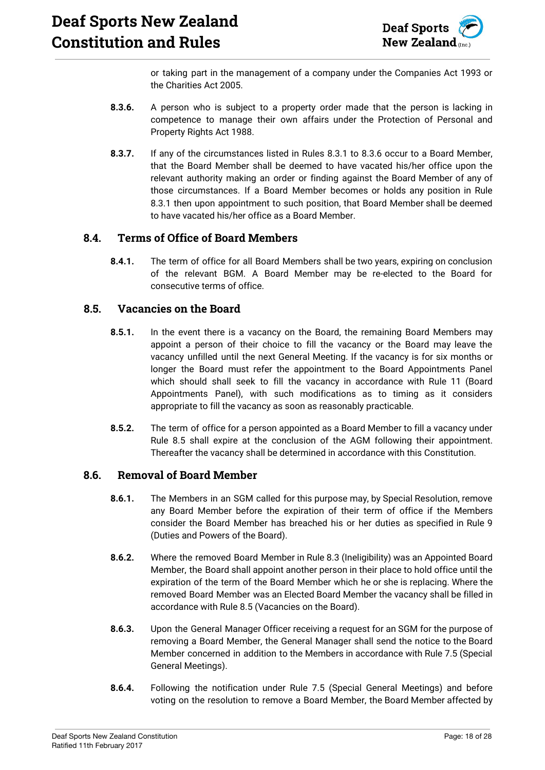or taking part in the management of a company under the Companies Act 1993 or the Charities Act 2005.

**8.3.6.** A person who is subject to a property order made that the person is lacking in competence to manage their own affairs under the Protection of Personal and Property Rights Act 1988.

**8.3.7.** If any of the circumstances listed in Rules 8.3.1 to 8.3.6 occur to a Board Member, that the Board Member shall be deemed to have vacated his/her office upon the relevant authority making an order or finding against the Board Member of any of those circumstances. If a Board Member becomes or holds any position in Rule 8.3.1 then upon appointment to such position, that Board Member shall be deemed to have vacated his/her office as a Board Member.

## 8.4. Terms of Office of Board Members

**8.4.1.** The term of office for all Board Members shall be two years, expiring on conclusion of the relevant BGM. A Board Member may be re-elected to the Board for consecutive terms of office.

## 8.5. Vacancies on the Board

**8.5.1.** In the event there is a vacancy on the Board, the remaining Board Members may appoint a person of their choice to fill the vacancy or the Board may leave the vacancy unfilled until the next General Meeting. If the vacancy is for six months or longer the Board must refer the appointment to the Board Appointments Panel which should shall seek to fill the vacancy in accordance with Rule 11 (Board Appointments Panel), with such modifications as to timing as it considers appropriate to fill the vacancy as soon as reasonably practicable.

**8.5.2.** The term of office for a person appointed as a Board Member to fill a vacancy under Rule 8.5 shall expire at the conclusion of the AGM following their appointment. Thereafter the vacancy shall be determined in accordance with this Constitution.

## 8.6. Removal of Board Member

**8.6.1.** The Members in an SGM called for this purpose may, by Special Resolution, remove any Board Member before the expiration of their term of office if the Members consider the Board Member has breached his or her duties as specified in Rule 9 (Duties and Powers of the Board).

**8.6.2.** Where the removed Board Member in Rule 8.3 (Ineligibility) was an Appointed Board Member, the Board shall appoint another person in their place to hold office until the expiration of the term of the Board Member which he or she is replacing. Where the removed Board Member was an Elected Board Member the vacancy shall be filled in accordance with Rule 8.5 (Vacancies on the Board).

**8.6.3.** Upon the General Manager Officer receiving a request for an SGM for the purpose of removing a Board Member, the General Manager shall send the notice to the Board Member concerned in addition to the Members in accordance with Rule 7.5 (Special General Meetings).

**8.6.4.** Following the notification under Rule 7.5 (Special General Meetings) and before voting on the resolution to remove a Board Member, the Board Member affected by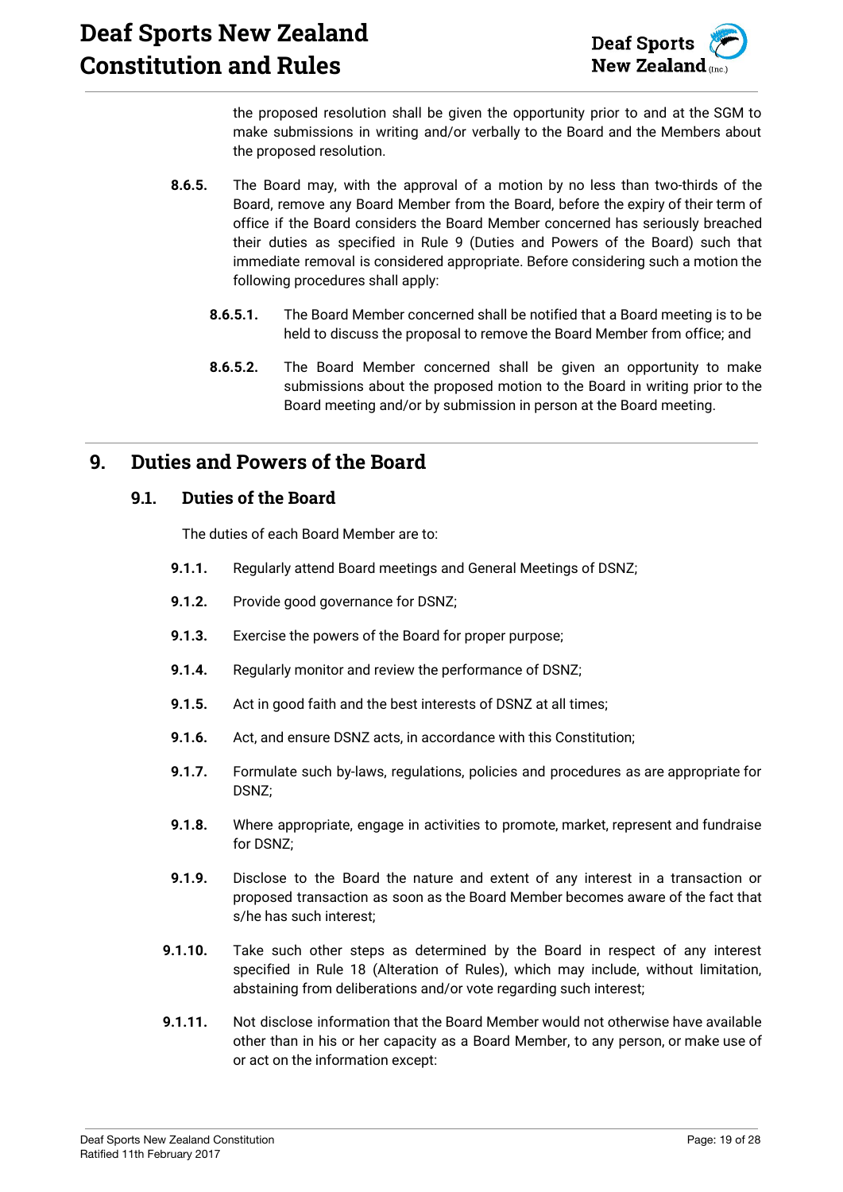the proposed resolution shall be given the opportunity prior to and at the SGM to make submissions in writing and/or verbally to the Board and the Members about the proposed resolution.

**8.6.5.** The Board may, with the approval of a motion by no less than two-thirds of the Board, remove any Board Member from the Board, before the expiry of their term of office if the Board considers the Board Member concerned has seriously breached their duties as specified in Rule 9 (Duties and Powers of the Board) such that immediate removal is considered appropriate. Before considering such a motion the following procedures shall apply:

**8.6.5.1.** The Board Member concerned shall be notified that a Board meeting is to be held to discuss the proposal to remove the Board Member from office; and

**8.6.5.2.** The Board Member concerned shall be given an opportunity to make submissions about the proposed motion to the Board in writing prior to the Board meeting and/or by submission in person at the Board meeting.

# 9. Duties and Powers of the Board

## 9.1. Duties of the Board

The duties of each Board Member are to:

**9.1.1.** Regularly attend Board meetings and General Meetings of DSNZ;

**9.1.2.** Provide good governance for DSNZ;

**9.1.3.** Exercise the powers of the Board for proper purpose;

**9.1.4.** Regularly monitor and review the performance of DSNZ;

**9.1.5.** Act in good faith and the best interests of DSNZ at all times;

**9.1.6.** Act, and ensure DSNZ acts, in accordance with this Constitution;

**9.1.7.** Formulate such by-laws, regulations, policies and procedures as are appropriate for DSNZ;

**9.1.8.** Where appropriate, engage in activities to promote, market, represent and fundraise for DSNZ;

**9.1.9.** Disclose to the Board the nature and extent of any interest in a transaction or proposed transaction as soon as the Board Member becomes aware of the fact that s/he has such interest;

**9.1.10.** Take such other steps as determined by the Board in respect of any interest specified in Rule 18 (Alteration of Rules), which may include, without limitation, abstaining from deliberations and/or vote regarding such interest;

**9.1.11.** Not disclose information that the Board Member would not otherwise have available other than in his or her capacity as a Board Member, to any person, or make use of or act on the information except: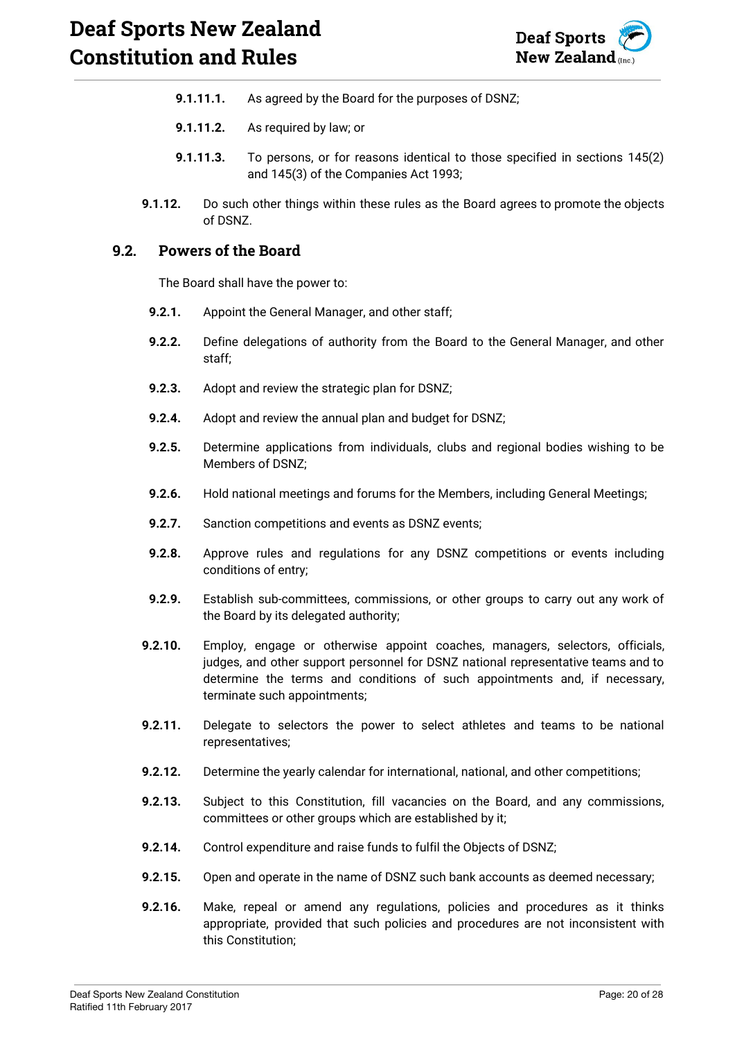**9.1.11.1.** As agreed by the Board for the purposes of DSNZ;

**9.1.11.2.** As required by law; or

**9.1.11.3.** To persons, or for reasons identical to those specified in sections 145(2) and 145(3) of the Companies Act 1993;

**9.1.12.** Do such other things within these rules as the Board agrees to promote the objects of DSNZ.

## 9.2. Powers of the Board

The Board shall have the power to:

**9.2.1.** Appoint the General Manager, and other staff;

**9.2.2.** Define delegations of authority from the Board to the General Manager, and other staff;

**9.2.3.** Adopt and review the strategic plan for DSNZ;

**9.2.4.** Adopt and review the annual plan and budget for DSNZ;

**9.2.5.** Determine applications from individuals, clubs and regional bodies wishing to be Members of DSNZ;

**9.2.6.** Hold national meetings and forums for the Members, including General Meetings;

**9.2.7.** Sanction competitions and events as DSNZ events;

**9.2.8.** Approve rules and regulations for any DSNZ competitions or events including conditions of entry;

**9.2.9.** Establish sub-committees, commissions, or other groups to carry out any work of the Board by its delegated authority;

**9.2.10.** Employ, engage or otherwise appoint coaches, managers, selectors, officials, judges, and other support personnel for DSNZ national representative teams and to determine the terms and conditions of such appointments and, if necessary, terminate such appointments;

**9.2.11.** Delegate to selectors the power to select athletes and teams to be national representatives;

**9.2.12.** Determine the yearly calendar for international, national, and other competitions;

**9.2.13.** Subject to this Constitution, fill vacancies on the Board, and any commissions, committees or other groups which are established by it;

**9.2.14.** Control expenditure and raise funds to fulfil the Objects of DSNZ;

**9.2.15.** Open and operate in the name of DSNZ such bank accounts as deemed necessary;

**9.2.16.** Make, repeal or amend any regulations, policies and procedures as it thinks appropriate, provided that such policies and procedures are not inconsistent with this Constitution;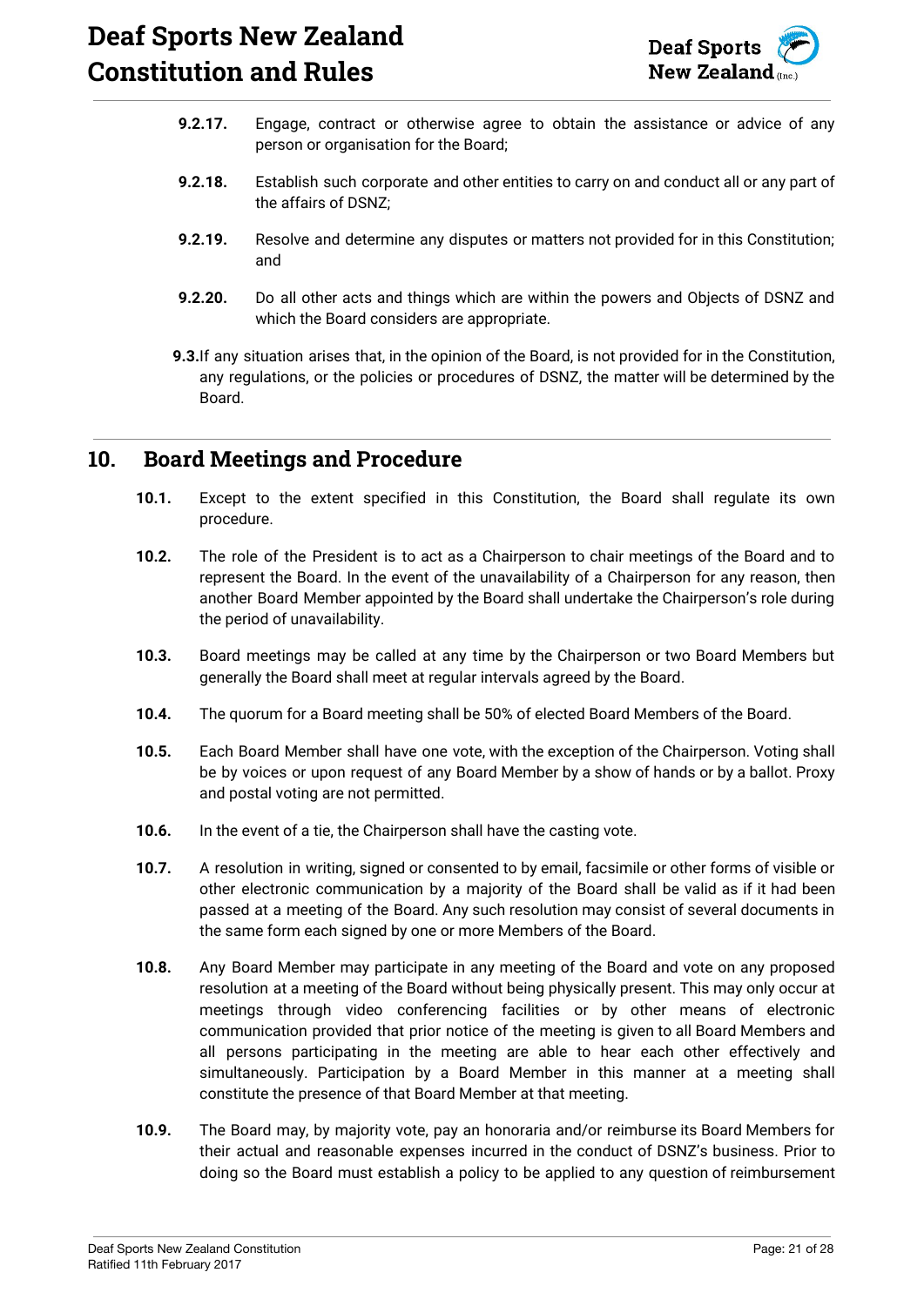**9.2.17.** Engage, contract or otherwise agree to obtain the assistance or advice of any person or organisation for the Board;

**9.2.18.** Establish such corporate and other entities to carry on and conduct all or any part of the affairs of DSNZ;

**9.2.19.** Resolve and determine any disputes or matters not provided for in this Constitution; and

**9.2.20.** Do all other acts and things which are within the powers and Objects of DSNZ and which the Board considers are appropriate.

**9.3.** If any situation arises that, in the opinion of the Board, is not provided for in the Constitution, any regulations, or the policies or procedures of DSNZ, the matter will be determined by the Board.

## 10. Board Meetings and Procedure

**10.1.** Except to the extent specified in this Constitution, the Board shall regulate its own procedure.

**10.2.** The role of the President is to act as a Chairperson to chair meetings of the Board and to represent the Board. In the event of the unavailability of a Chairperson for any reason, then another Board Member appointed by the Board shall undertake the Chairperson's role during the period of unavailability.

**10.3.** Board meetings may be called at any time by the Chairperson or two Board Members but generally the Board shall meet at regular intervals agreed by the Board.

**10.4.** The quorum for a Board meeting shall be 50% of elected Board Members of the Board.

**10.5.** Each Board Member shall have one vote, with the exception of the Chairperson. Voting shall be by voices or upon request of any Board Member by a show of hands or by a ballot. Proxy and postal voting are not permitted.

**10.6.** In the event of a tie, the Chairperson shall have the casting vote.

**10.7.** A resolution in writing, signed or consented to by email, facsimile or other forms of visible or other electronic communication by a majority of the Board shall be valid as if it had been passed at a meeting of the Board. Any such resolution may consist of several documents in the same form each signed by one or more Members of the Board.

**10.8.** Any Board Member may participate in any meeting of the Board and vote on any proposed resolution at a meeting of the Board without being physically present. This may only occur at meetings through video conferencing facilities or by other means of electronic communication provided that prior notice of the meeting is given to all Board Members and all persons participating in the meeting are able to hear each other effectively and simultaneously. Participation by a Board Member in this manner at a meeting shall constitute the presence of that Board Member at that meeting.

**10.9.** The Board may, by majority vote, pay an honoraria and/or reimburse its Board Members for their actual and reasonable expenses incurred in the conduct of DSNZ's business. Prior to doing so the Board must establish a policy to be applied to any question of reimbursement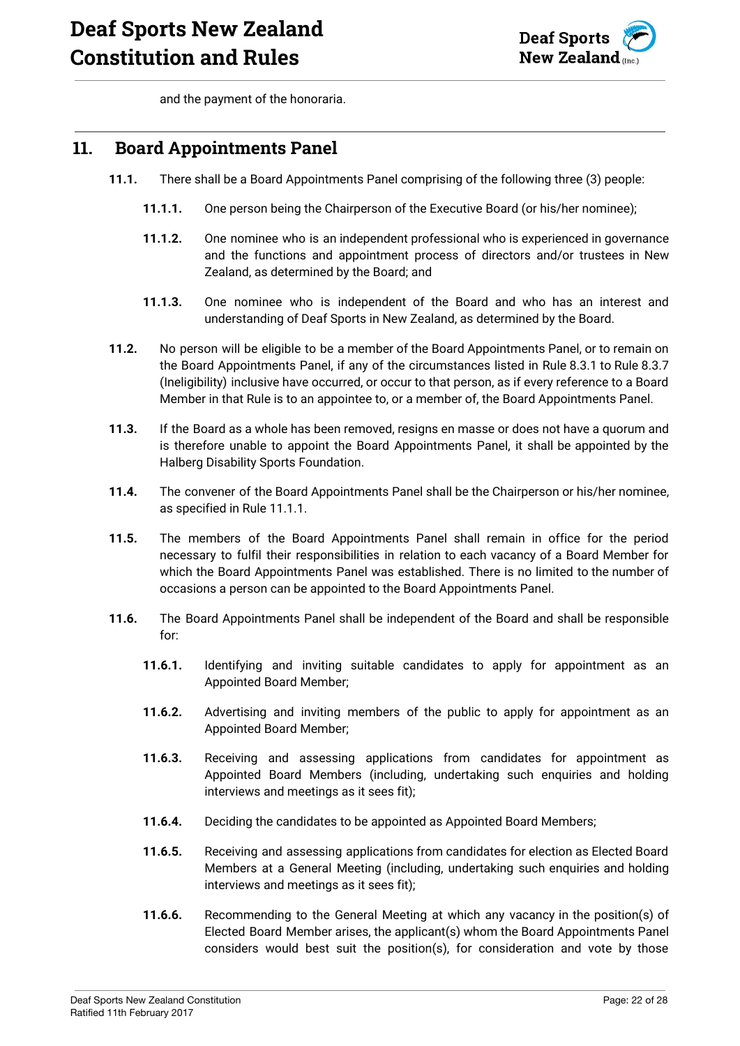and the payment of the honoraria.

## 11. Board Appointments Panel

**11.1.** There shall be a Board Appointments Panel comprising of the following three (3) people:

**11.1.1.** One person being the Chairperson of the Executive Board (or his/her nominee);

**11.1.2.** One nominee who is an independent professional who is experienced in governance and the functions and appointment process of directors and/or trustees in New Zealand, as determined by the Board; and

**11.1.3.** One nominee who is independent of the Board and who has an interest and understanding of Deaf Sports in New Zealand, as determined by the Board.

**11.2.** No person will be eligible to be a member of the Board Appointments Panel, or to remain on the Board Appointments Panel, if any of the circumstances listed in Rule 8.3.1 to Rule 8.3.7 (Ineligibility) inclusive have occurred, or occur to that person, as if every reference to a Board Member in that Rule is to an appointee to, or a member of, the Board Appointments Panel.

**11.3.** If the Board as a whole has been removed, resigns en masse or does not have a quorum and is therefore unable to appoint the Board Appointments Panel, it shall be appointed by the Halberg Disability Sports Foundation.

**11.4.** The convener of the Board Appointments Panel shall be the Chairperson or his/her nominee, as specified in Rule 11.1.1.

**11.5.** The members of the Board Appointments Panel shall remain in office for the period necessary to fulfil their responsibilities in relation to each vacancy of a Board Member for which the Board Appointments Panel was established. There is no limited to the number of occasions a person can be appointed to the Board Appointments Panel.

**11.6.** The Board Appointments Panel shall be independent of the Board and shall be responsible for:

**11.6.1.** Identifying and inviting suitable candidates to apply for appointment as an Appointed Board Member;

**11.6.2.** Advertising and inviting members of the public to apply for appointment as an Appointed Board Member;

**11.6.3.** Receiving and assessing applications from candidates for appointment as Appointed Board Members (including, undertaking such enquiries and holding interviews and meetings as it sees fit);

**11.6.4.** Deciding the candidates to be appointed as Appointed Board Members;

**11.6.5.** Receiving and assessing applications from candidates for election as Elected Board Members at a General Meeting (including, undertaking such enquiries and holding interviews and meetings as it sees fit);

**11.6.6.** Recommending to the General Meeting at which any vacancy in the position(s) of Elected Board Member arises, the applicant(s) whom the Board Appointments Panel considers would best suit the position(s), for consideration and vote by those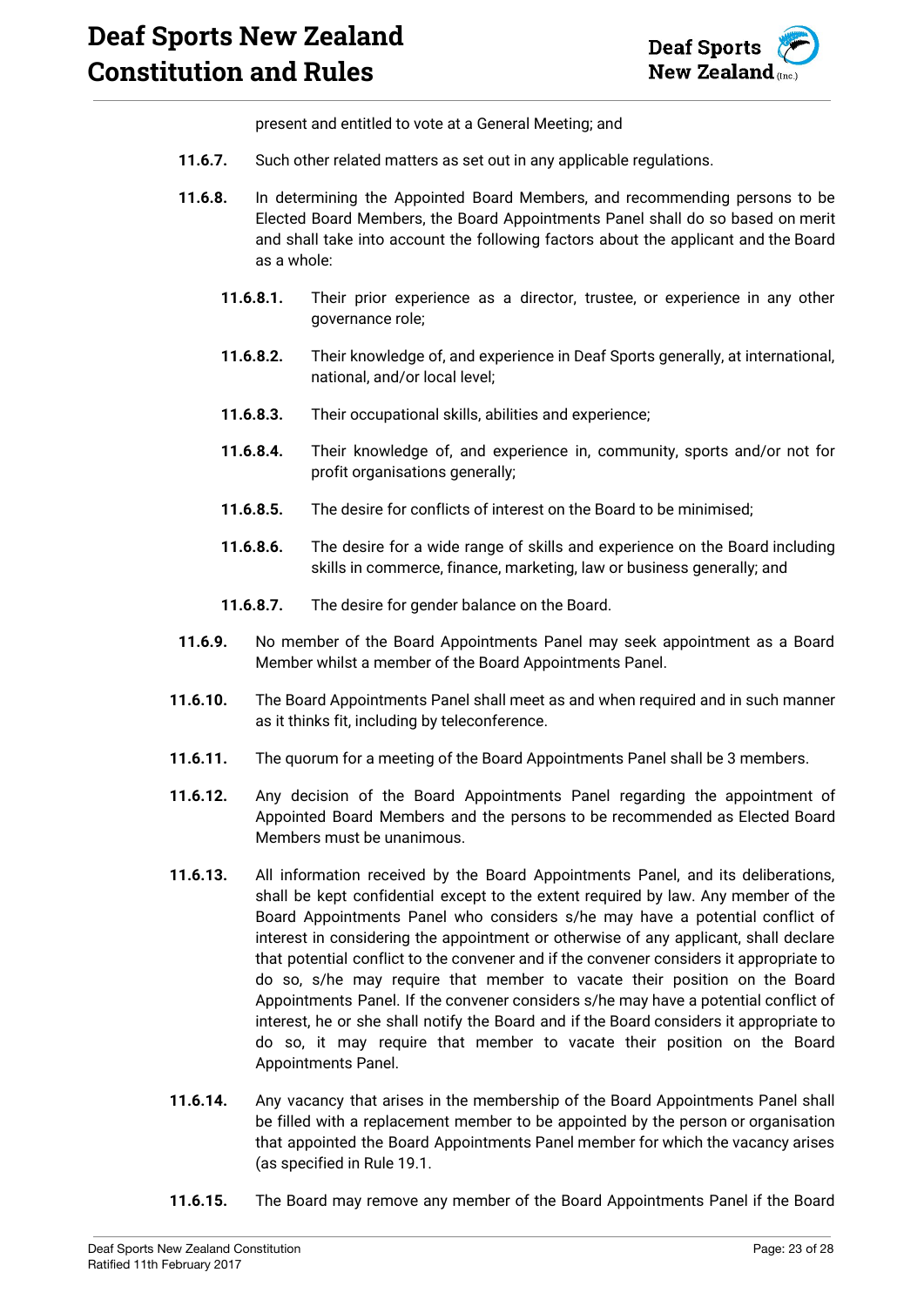present and entitled to vote at a General Meeting; and

**11.6.7.** Such other related matters as set out in any applicable regulations.

**11.6.8.** In determining the Appointed Board Members, and recommending persons to be Elected Board Members, the Board Appointments Panel shall do so based on merit and shall take into account the following factors about the applicant and the Board as a whole:

- **11.6.8.1.** Their prior experience as a director, trustee, or experience in any other governance role;
- **11.6.8.2.** Their knowledge of, and experience in Deaf Sports generally, at international, national, and/or local level;
- **11.6.8.3.** Their occupational skills, abilities and experience;
- **11.6.8.4.** Their knowledge of, and experience in, community, sports and/or not for profit organisations generally;
- **11.6.8.5.** The desire for conflicts of interest on the Board to be minimised;
- **11.6.8.6.** The desire for a wide range of skills and experience on the Board including skills in commerce, finance, marketing, law or business generally; and
- **11.6.8.7.** The desire for gender balance on the Board.

**11.6.9.** No member of the Board Appointments Panel may seek appointment as a Board Member whilst a member of the Board Appointments Panel.

**11.6.10.** The Board Appointments Panel shall meet as and when required and in such manner as it thinks fit, including by teleconference.

**11.6.11.** The quorum for a meeting of the Board Appointments Panel shall be 3 members.

**11.6.12.** Any decision of the Board Appointments Panel regarding the appointment of Appointed Board Members and the persons to be recommended as Elected Board Members must be unanimous.

**11.6.13.** All information received by the Board Appointments Panel, and its deliberations, shall be kept confidential except to the extent required by law. Any member of the Board Appointments Panel who considers s/he may have a potential conflict of interest in considering the appointment or otherwise of any applicant, shall declare that potential conflict to the convener and if the convener considers it appropriate to do so, s/he may require that member to vacate their position on the Board Appointments Panel. If the convener considers s/he may have a potential conflict of interest, he or she shall notify the Board and if the Board considers it appropriate to do so, it may require that member to vacate their position on the Board Appointments Panel.

**11.6.14.** Any vacancy that arises in the membership of the Board Appointments Panel shall be filled with a replacement member to be appointed by the person or organisation that appointed the Board Appointments Panel member for which the vacancy arises (as specified in Rule 19.1.

**11.6.15.** The Board may remove any member of the Board Appointments Panel if the Board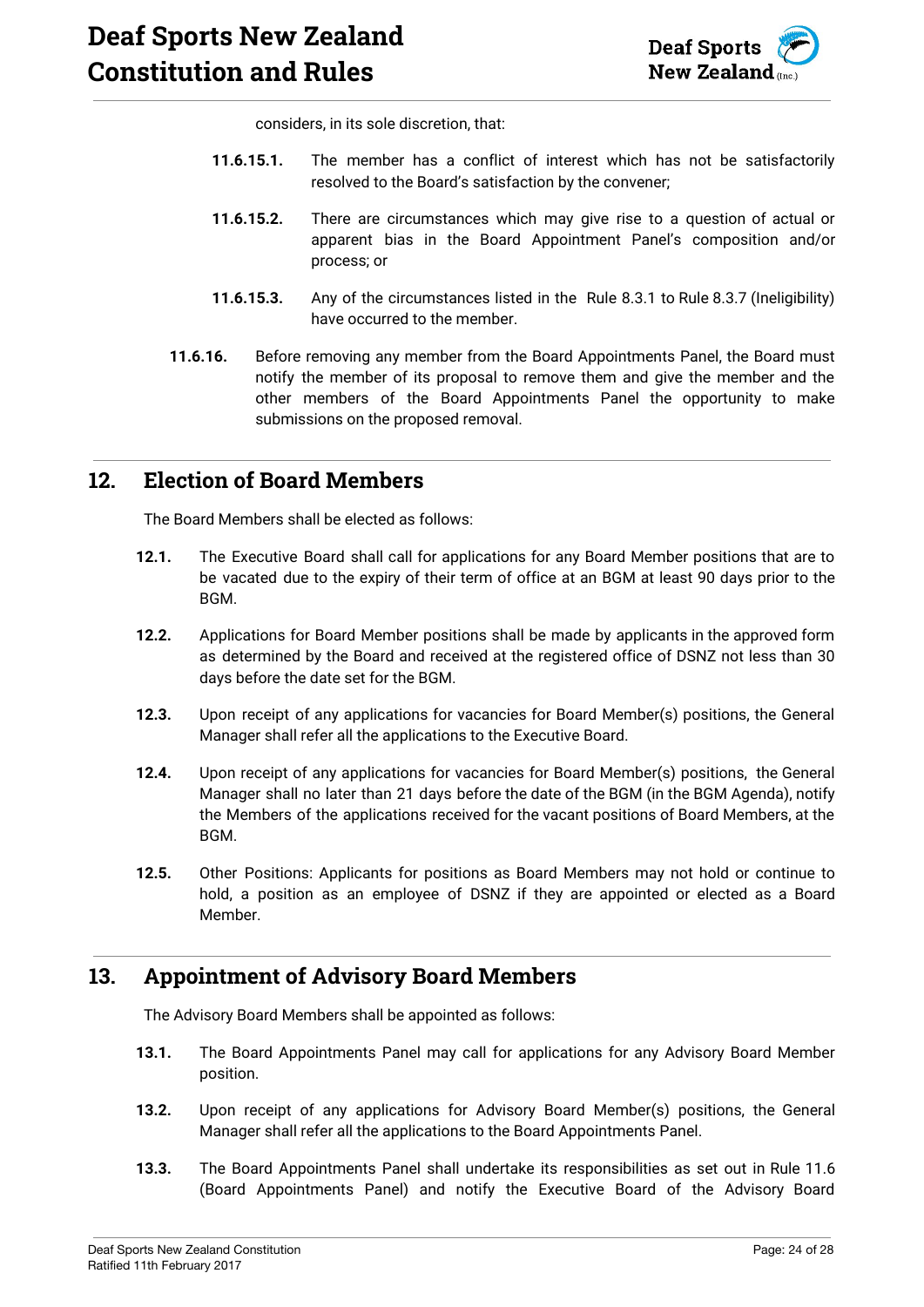considers, in its sole discretion, that:

**11.6.15.1.** The member has a conflict of interest which has not be satisfactorily resolved to the Board's satisfaction by the convener;

**11.6.15.2.** There are circumstances which may give rise to a question of actual or apparent bias in the Board Appointment Panel's composition and/or process; or

**11.6.15.3.** Any of the circumstances listed in the Rule 8.3.1 to Rule 8.3.7 (Ineligibility) have occurred to the member.

**11.6.16.** Before removing any member from the Board Appointments Panel, the Board must notify the member of its proposal to remove them and give the member and the other members of the Board Appointments Panel the opportunity to make submissions on the proposed removal.

## 12. Election of Board Members

The Board Members shall be elected as follows:

**12.1.** The Executive Board shall call for applications for any Board Member positions that are to be vacated due to the expiry of their term of office at an BGM at least 90 days prior to the BGM.

**12.2.** Applications for Board Member positions shall be made by applicants in the approved form as determined by the Board and received at the registered office of DSNZ not less than 30 days before the date set for the BGM.

**12.3.** Upon receipt of any applications for vacancies for Board Member(s) positions, the General Manager shall refer all the applications to the Executive Board.

**12.4.** Upon receipt of any applications for vacancies for Board Member(s) positions, the General Manager shall no later than 21 days before the date of the BGM (in the BGM Agenda), notify the Members of the applications received for the vacant positions of Board Members, at the BGM.

**12.5.** Other Positions: Applicants for positions as Board Members may not hold or continue to hold, a position as an employee of DSNZ if they are appointed or elected as a Board Member.

## 13. Appointment of Advisory Board Members

The Advisory Board Members shall be appointed as follows:

**13.1.** The Board Appointments Panel may call for applications for any Advisory Board Member position.

**13.2.** Upon receipt of any applications for Advisory Board Member(s) positions, the General Manager shall refer all the applications to the Board Appointments Panel.

**13.3.** The Board Appointments Panel shall undertake its responsibilities as set out in Rule 11.6 (Board Appointments Panel) and notify the Executive Board of the Advisory Board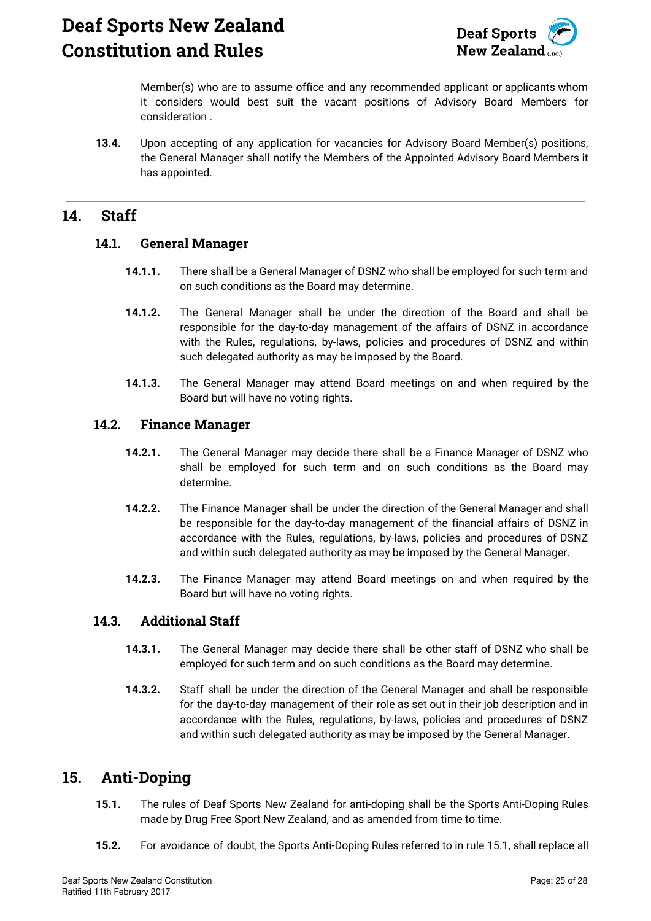Member(s) who are to assume office and any recommended applicant or applicants whom it considers would best suit the vacant positions of Advisory Board Members for consideration .

**13.4.** Upon accepting of any application for vacancies for Advisory Board Member(s) positions, the General Manager shall notify the Members of the Appointed Advisory Board Members it has appointed.

## 14. Staff

### 14.1. General Manager

**14.1.1.** There shall be a General Manager of DSNZ who shall be employed for such term and on such conditions as the Board may determine.

**14.1.2.** The General Manager shall be under the direction of the Board and shall be responsible for the day-to-day management of the affairs of DSNZ in accordance with the Rules, regulations, by-laws, policies and procedures of DSNZ and within such delegated authority as may be imposed by the Board.

**14.1.3.** The General Manager may attend Board meetings on and when required by the Board but will have no voting rights.

### 14.2. Finance Manager

**14.2.1.** The General Manager may decide there shall be a Finance Manager of DSNZ who shall be employed for such term and on such conditions as the Board may determine.

**14.2.2.** The Finance Manager shall be under the direction of the General Manager and shall be responsible for the day-to-day management of the financial affairs of DSNZ in accordance with the Rules, regulations, by-laws, policies and procedures of DSNZ and within such delegated authority as may be imposed by the General Manager.

**14.2.3.** The Finance Manager may attend Board meetings on and when required by the Board but will have no voting rights.

### 14.3. Additional Staff

**14.3.1.** The General Manager may decide there shall be other staff of DSNZ who shall be employed for such term and on such conditions as the Board may determine.

**14.3.2.** Staff shall be under the direction of the General Manager and shall be responsible for the day-to-day management of their role as set out in their job description and in accordance with the Rules, regulations, by-laws, policies and procedures of DSNZ and within such delegated authority as may be imposed by the General Manager.

## 15. Anti-Doping

**15.1.** The rules of Deaf Sports New Zealand for anti-doping shall be the Sports Anti-Doping Rules made by Drug Free Sport New Zealand, and as amended from time to time.

**15.2.** For avoidance of doubt, the Sports Anti-Doping Rules referred to in rule 15.1, shall replace all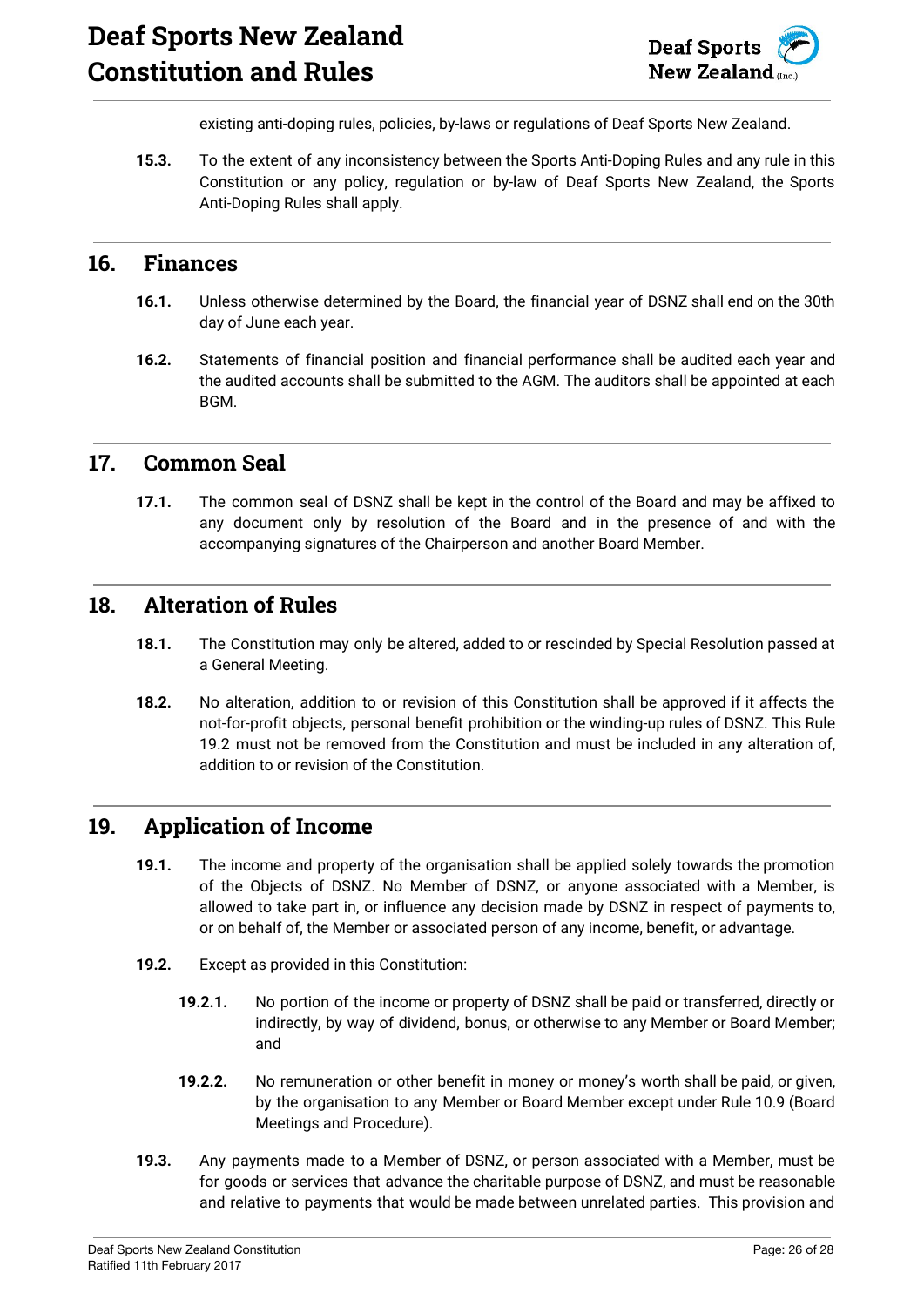existing anti-doping rules, policies, by-laws or regulations of Deaf Sports New Zealand.

**15.3.** To the extent of any inconsistency between the Sports Anti-Doping Rules and any rule in this Constitution or any policy, regulation or by-law of Deaf Sports New Zealand, the Sports Anti-Doping Rules shall apply.

## 16. Finances

**16.1.** Unless otherwise determined by the Board, the financial year of DSNZ shall end on the 30th day of June each year.

**16.2.** Statements of financial position and financial performance shall be audited each year and the audited accounts shall be submitted to the AGM. The auditors shall be appointed at each BGM.

## 17. Common Seal

**17.1.** The common seal of DSNZ shall be kept in the control of the Board and may be affixed to any document only by resolution of the Board and in the presence of and with the accompanying signatures of the Chairperson and another Board Member.

## 18. Alteration of Rules

**18.1.** The Constitution may only be altered, added to or rescinded by Special Resolution passed at a General Meeting.

**18.2.** No alteration, addition to or revision of this Constitution shall be approved if it affects the not-for-profit objects, personal benefit prohibition or the winding-up rules of DSNZ. This Rule 19.2 must not be removed from the Constitution and must be included in any alteration of, addition to or revision of the Constitution.

## 19. Application of Income

**19.1.** The income and property of the organisation shall be applied solely towards the promotion of the Objects of DSNZ. No Member of DSNZ, or anyone associated with a Member, is allowed to take part in, or influence any decision made by DSNZ in respect of payments to, or on behalf of, the Member or associated person of any income, benefit, or advantage.

**19.2.** Except as provided in this Constitution:

**19.2.1.** No portion of the income or property of DSNZ shall be paid or transferred, directly or indirectly, by way of dividend, bonus, or otherwise to any Member or Board Member; and

**19.2.2.** No remuneration or other benefit in money or money's worth shall be paid, or given, by the organisation to any Member or Board Member except under Rule 10.9 (Board Meetings and Procedure).

**19.3.** Any payments made to a Member of DSNZ, or person associated with a Member, must be for goods or services that advance the charitable purpose of DSNZ, and must be reasonable and relative to payments that would be made between unrelated parties. This provision and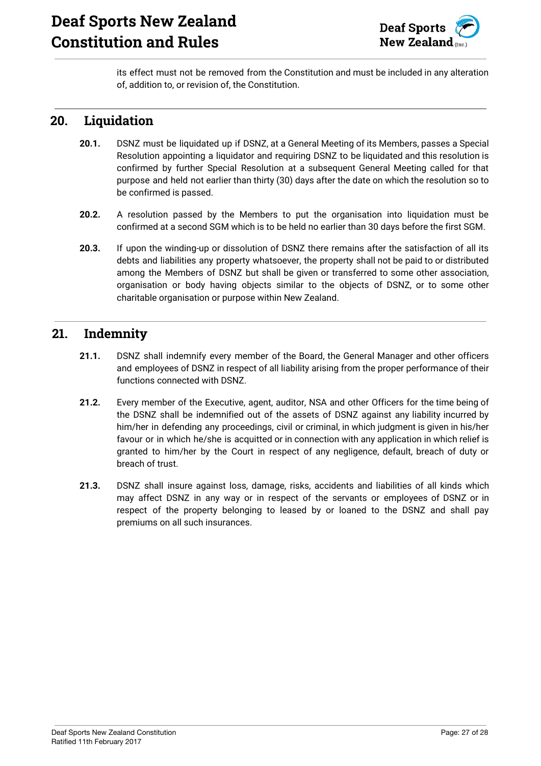its effect must not be removed from the Constitution and must be included in any alteration of, addition to, or revision of, the Constitution.

## 20. Liquidation

**20.1.** DSNZ must be liquidated up if DSNZ, at a General Meeting of its Members, passes a Special Resolution appointing a liquidator and requiring DSNZ to be liquidated and this resolution is confirmed by further Special Resolution at a subsequent General Meeting called for that purpose and held not earlier than thirty (30) days after the date on which the resolution so to be confirmed is passed.

**20.2.** A resolution passed by the Members to put the organisation into liquidation must be confirmed at a second SGM which is to be held no earlier than 30 days before the first SGM.

**20.3.** If upon the winding-up or dissolution of DSNZ there remains after the satisfaction of all its debts and liabilities any property whatsoever, the property shall not be paid to or distributed among the Members of DSNZ but shall be given or transferred to some other association, organisation or body having objects similar to the objects of DSNZ, or to some other charitable organisation or purpose within New Zealand.

## 21. Indemnity

**21.1.** DSNZ shall indemnify every member of the Board, the General Manager and other officers and employees of DSNZ in respect of all liability arising from the proper performance of their functions connected with DSNZ.

**21.2.** Every member of the Executive, agent, auditor, NSA and other Officers for the time being of the DSNZ shall be indemnified out of the assets of DSNZ against any liability incurred by him/her in defending any proceedings, civil or criminal, in which judgment is given in his/her favour or in which he/she is acquitted or in connection with any application in which relief is granted to him/her by the Court in respect of any negligence, default, breach of duty or breach of trust.

**21.3.** DSNZ shall insure against loss, damage, risks, accidents and liabilities of all kinds which may affect DSNZ in any way or in respect of the servants or employees of DSNZ or in respect of the property belonging to leased by or loaned to the DSNZ and shall pay premiums on all such insurances.